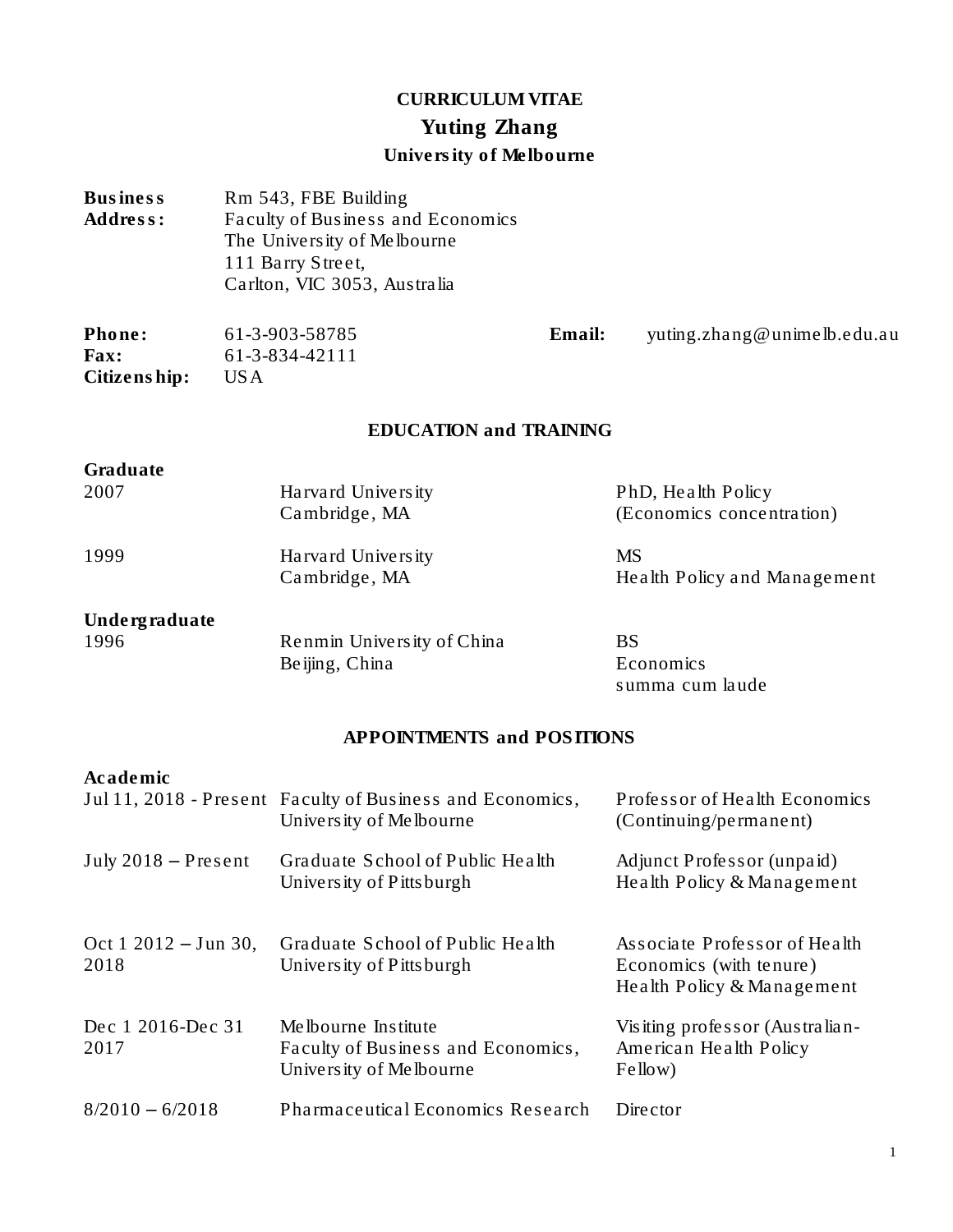# CURRICULUM VITAE

## Yuting Zhang

### University of Melbourne

| | |
|---|---|
| **Business Address:** | Rm 543, FBE Building<br>Faculty of Business and Economics<br>The University of Melbourne<br>111 Barry Street,<br>Carlton, VIC 3053, Australia |

**Phone:** 61-3-903-58785 **Email:** yuting.zhang@unimelb.edu.au
**Fax:** 61-3-834-42111
**Citizenship:** USA

## EDUCATION and TRAINING

**Graduate**

| | | |
|---|---|---|
| 2007 | Harvard University<br>Cambridge, MA | PhD, Health Policy<br>(Economics concentration) |
| 1999 | Harvard University<br>Cambridge, MA | MS<br>Health Policy and Management |

**Undergraduate**

| | | |
|---|---|---|
| 1996 | Renmin University of China<br>Beijing, China | BS<br>Economics<br>summa cum laude |

## APPOINTMENTS and POSITIONS

**Academic**

| | | |
|---|---|---|
| Jul 11, 2018 - Present | Faculty of Business and Economics,<br>University of Melbourne | Professor of Health Economics<br>(Continuing/permanent) |
| July 2018 – Present | Graduate School of Public Health<br>University of Pittsburgh | Adjunct Professor (unpaid)<br>Health Policy & Management |
| Oct 1 2012 – Jun 30, 2018 | Graduate School of Public Health<br>University of Pittsburgh | Associate Professor of Health Economics (with tenure)<br>Health Policy & Management |
| Dec 1 2016-Dec 31 2017 | Melbourne Institute<br>Faculty of Business and Economics,<br>University of Melbourne | Visiting professor (Australian-American Health Policy Fellow) |
| 8/2010 – 6/2018 | Pharmaceutical Economics Research | Director |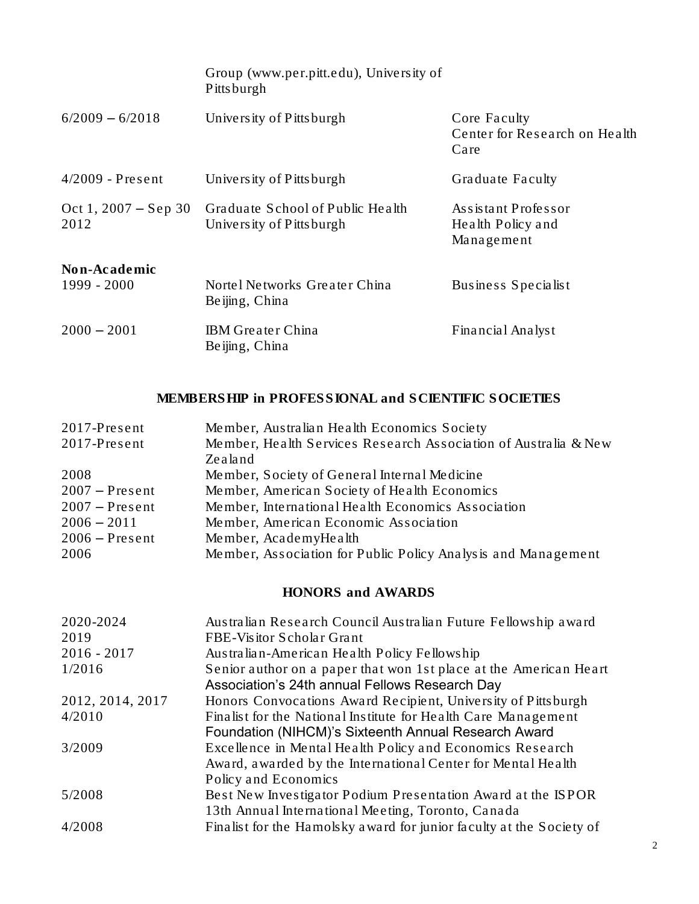| | | |
|---|---|---|
| | Group (www.per.pitt.edu), University of Pittsburgh | |
| 6/2009 – 6/2018 | University of Pittsburgh | Core Faculty Center for Research on Health Care |
| 4/2009 - Present | University of Pittsburgh | Graduate Faculty |
| Oct 1, 2007 – Sep 30 2012 | Graduate School of Public Health University of Pittsburgh | Assistant Professor Health Policy and Management |

**Non-Academic**

| | | |
|---|---|---|
| 1999 - 2000 | Nortel Networks Greater China Beijing, China | Business Specialist |
| 2000 – 2001 | IBM Greater China Beijing, China | Financial Analyst |

## MEMBERSHIP in PROFESSIONAL and SCIENTIFIC SOCIETIES

| | |
|---|---|
| 2017-Present | Member, Australian Health Economics Society |
| 2017-Present | Member, Health Services Research Association of Australia & New Zealand |
| 2008 | Member, Society of General Internal Medicine |
| 2007 – Present | Member, American Society of Health Economics |
| 2007 – Present | Member, International Health Economics Association |
| 2006 – 2011 | Member, American Economic Association |
| 2006 – Present | Member, AcademyHealth |
| 2006 | Member, Association for Public Policy Analysis and Management |

## HONORS and AWARDS

| | |
|---|---|
| 2020-2024 | Australian Research Council Australian Future Fellowship award |
| 2019 | FBE-Visitor Scholar Grant |
| 2016 - 2017 | Australian-American Health Policy Fellowship |
| 1/2016 | Senior author on a paper that won 1st place at the American Heart Association's 24th annual Fellows Research Day |
| 2012, 2014, 2017 | Honors Convocations Award Recipient, University of Pittsburgh |
| 4/2010 | Finalist for the National Institute for Health Care Management Foundation (NIHCM)'s Sixteenth Annual Research Award |
| 3/2009 | Excellence in Mental Health Policy and Economics Research Award, awarded by the International Center for Mental Health Policy and Economics |
| 5/2008 | Best New Investigator Podium Presentation Award at the ISPOR 13th Annual International Meeting, Toronto, Canada |
| 4/2008 | Finalist for the Hamolsky award for junior faculty at the Society of |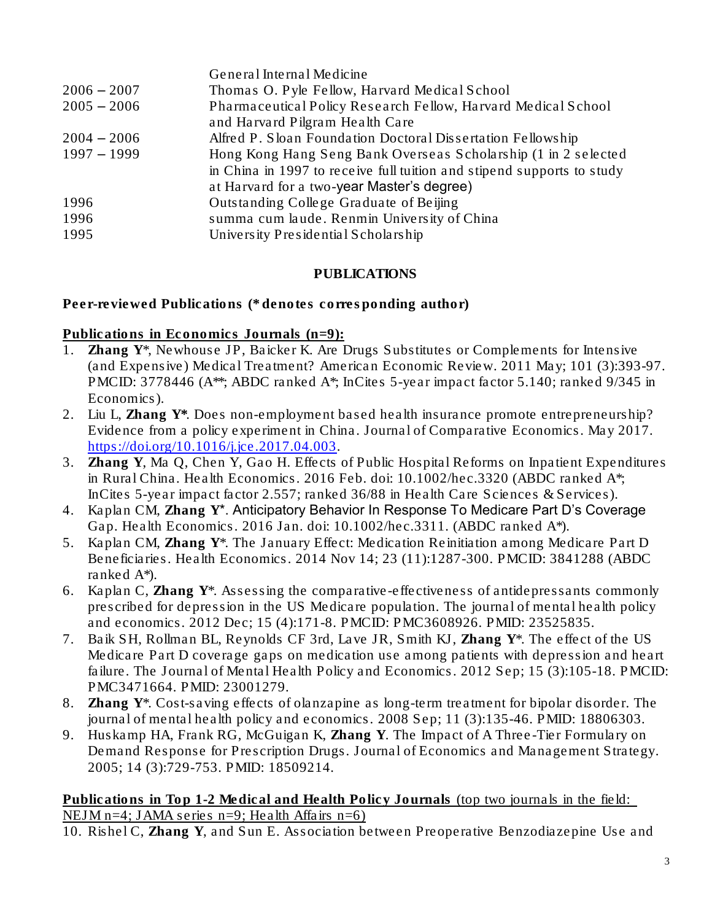| | |
|---|---|
| | General Internal Medicine |
| 2006 – 2007 | Thomas O. Pyle Fellow, Harvard Medical School |
| 2005 – 2006 | Pharmaceutical Policy Research Fellow, Harvard Medical School and Harvard Pilgram Health Care |
| 2004 – 2006 | Alfred P. Sloan Foundation Doctoral Dissertation Fellowship |
| 1997 – 1999 | Hong Kong Hang Seng Bank Overseas Scholarship (1 in 2 selected in China in 1997 to receive full tuition and stipend supports to study at Harvard for a two-year Master's degree) |
| 1996 | Outstanding College Graduate of Beijing |
| 1996 | summa cum laude. Renmin University of China |
| 1995 | University Presidential Scholarship |

## PUBLICATIONS

### Peer-reviewed Publications (* denotes corresponding author)

**Publications in Economics Journals (n=9):**

1. **Zhang Y***, Newhouse JP, Baicker K. Are Drugs Substitutes or Complements for Intensive (and Expensive) Medical Treatment? American Economic Review. 2011 May; 101 (3):393-97. PMCID: 3778446 (A**; ABDC ranked A*; InCites 5-year impact factor 5.140; ranked 9/345 in Economics).
2. Liu L, **Zhang Y***. Does non-employment based health insurance promote entrepreneurship? Evidence from a policy experiment in China. Journal of Comparative Economics. May 2017. https://doi.org/10.1016/j.jce.2017.04.003.
3. **Zhang Y**, Ma Q, Chen Y, Gao H. Effects of Public Hospital Reforms on Inpatient Expenditures in Rural China. Health Economics. 2016 Feb. doi: 10.1002/hec.3320 (ABDC ranked A*; InCites 5-year impact factor 2.557; ranked 36/88 in Health Care Sciences & Services).
4. Kaplan CM, **Zhang Y***. Anticipatory Behavior In Response To Medicare Part D's Coverage Gap. Health Economics. 2016 Jan. doi: 10.1002/hec.3311. (ABDC ranked A*).
5. Kaplan CM, **Zhang Y***. The January Effect: Medication Reinitiation among Medicare Part D Beneficiaries. Health Economics. 2014 Nov 14; 23 (11):1287-300. PMCID: 3841288 (ABDC ranked A*).
6. Kaplan C, **Zhang Y***. Assessing the comparative-effectiveness of antidepressants commonly prescribed for depression in the US Medicare population. The journal of mental health policy and economics. 2012 Dec; 15 (4):171-8. PMCID: PMC3608926. PMID: 23525835.
7. Baik SH, Rollman BL, Reynolds CF 3rd, Lave JR, Smith KJ, **Zhang Y***. The effect of the US Medicare Part D coverage gaps on medication use among patients with depression and heart failure. The Journal of Mental Health Policy and Economics. 2012 Sep; 15 (3):105-18. PMCID: PMC3471664. PMID: 23001279.
8. **Zhang Y***. Cost-saving effects of olanzapine as long-term treatment for bipolar disorder. The journal of mental health policy and economics. 2008 Sep; 11 (3):135-46. PMID: 18806303.
9. Huskamp HA, Frank RG, McGuigan K, **Zhang Y**. The Impact of A Three-Tier Formulary on Demand Response for Prescription Drugs. Journal of Economics and Management Strategy. 2005; 14 (3):729-753. PMID: 18509214.

**Publications in Top 1-2 Medical and Health Policy Journals** (top two journals in the field: NEJM n=4; JAMA series n=9; Health Affairs n=6)

10. Rishel C, **Zhang Y**, and Sun E. Association between Preoperative Benzodiazepine Use and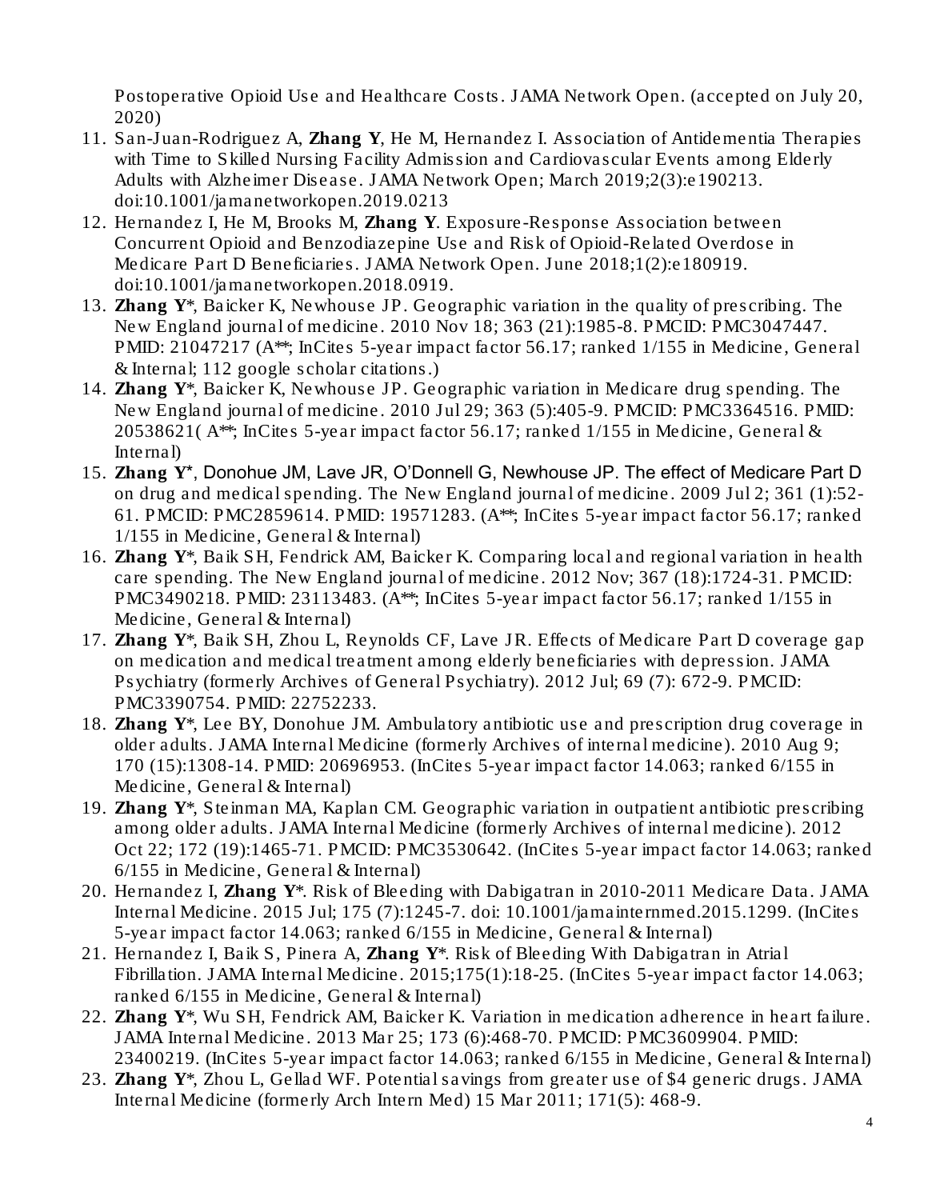Postoperative Opioid Use and Healthcare Costs. JAMA Network Open. (accepted on July 20, 2020)

11. San-Juan-Rodriguez A, **Zhang Y**, He M, Hernandez I. Association of Antidementia Therapies with Time to Skilled Nursing Facility Admission and Cardiovascular Events among Elderly Adults with Alzheimer Disease. JAMA Network Open; March 2019;2(3):e190213. doi:10.1001/jamanetworkopen.2019.0213
12. Hernandez I, He M, Brooks M, **Zhang Y**. Exposure-Response Association between Concurrent Opioid and Benzodiazepine Use and Risk of Opioid-Related Overdose in Medicare Part D Beneficiaries. JAMA Network Open. June 2018;1(2):e180919. doi:10.1001/jamanetworkopen.2018.0919.
13. **Zhang Y**\*, Baicker K, Newhouse JP. Geographic variation in the quality of prescribing. The New England journal of medicine. 2010 Nov 18; 363 (21):1985-8. PMCID: PMC3047447. PMID: 21047217 (A\*\*; InCites 5-year impact factor 56.17; ranked 1/155 in Medicine, General & Internal; 112 google scholar citations.)
14. **Zhang Y**\*, Baicker K, Newhouse JP. Geographic variation in Medicare drug spending. The New England journal of medicine. 2010 Jul 29; 363 (5):405-9. PMCID: PMC3364516. PMID: 20538621( A\*\*; InCites 5-year impact factor 56.17; ranked 1/155 in Medicine, General & Internal)
15. **Zhang Y**\*, Donohue JM, Lave JR, O'Donnell G, Newhouse JP. The effect of Medicare Part D on drug and medical spending. The New England journal of medicine. 2009 Jul 2; 361 (1):52-61. PMCID: PMC2859614. PMID: 19571283. (A\*\*; InCites 5-year impact factor 56.17; ranked 1/155 in Medicine, General & Internal)
16. **Zhang Y**\*, Baik SH, Fendrick AM, Baicker K. Comparing local and regional variation in health care spending. The New England journal of medicine. 2012 Nov; 367 (18):1724-31. PMCID: PMC3490218. PMID: 23113483. (A\*\*; InCites 5-year impact factor 56.17; ranked 1/155 in Medicine, General & Internal)
17. **Zhang Y**\*, Baik SH, Zhou L, Reynolds CF, Lave JR. Effects of Medicare Part D coverage gap on medication and medical treatment among elderly beneficiaries with depression. JAMA Psychiatry (formerly Archives of General Psychiatry). 2012 Jul; 69 (7): 672-9. PMCID: PMC3390754. PMID: 22752233.
18. **Zhang Y**\*, Lee BY, Donohue JM. Ambulatory antibiotic use and prescription drug coverage in older adults. JAMA Internal Medicine (formerly Archives of internal medicine). 2010 Aug 9; 170 (15):1308-14. PMID: 20696953. (InCites 5-year impact factor 14.063; ranked 6/155 in Medicine, General & Internal)
19. **Zhang Y**\*, Steinman MA, Kaplan CM. Geographic variation in outpatient antibiotic prescribing among older adults. JAMA Internal Medicine (formerly Archives of internal medicine). 2012 Oct 22; 172 (19):1465-71. PMCID: PMC3530642. (InCites 5-year impact factor 14.063; ranked 6/155 in Medicine, General & Internal)
20. Hernandez I, **Zhang Y**\*. Risk of Bleeding with Dabigatran in 2010-2011 Medicare Data. JAMA Internal Medicine. 2015 Jul; 175 (7):1245-7. doi: 10.1001/jamainternmed.2015.1299. (InCites 5-year impact factor 14.063; ranked 6/155 in Medicine, General & Internal)
21. Hernandez I, Baik S, Pinera A, **Zhang Y**\*. Risk of Bleeding With Dabigatran in Atrial Fibrillation. JAMA Internal Medicine. 2015;175(1):18-25. (InCites 5-year impact factor 14.063; ranked 6/155 in Medicine, General & Internal)
22. **Zhang Y**\*, Wu SH, Fendrick AM, Baicker K. Variation in medication adherence in heart failure. JAMA Internal Medicine. 2013 Mar 25; 173 (6):468-70. PMCID: PMC3609904. PMID: 23400219. (InCites 5-year impact factor 14.063; ranked 6/155 in Medicine, General & Internal)
23. **Zhang Y**\*, Zhou L, Gellad WF. Potential savings from greater use of $4 generic drugs. JAMA Internal Medicine (formerly Arch Intern Med) 15 Mar 2011; 171(5): 468-9.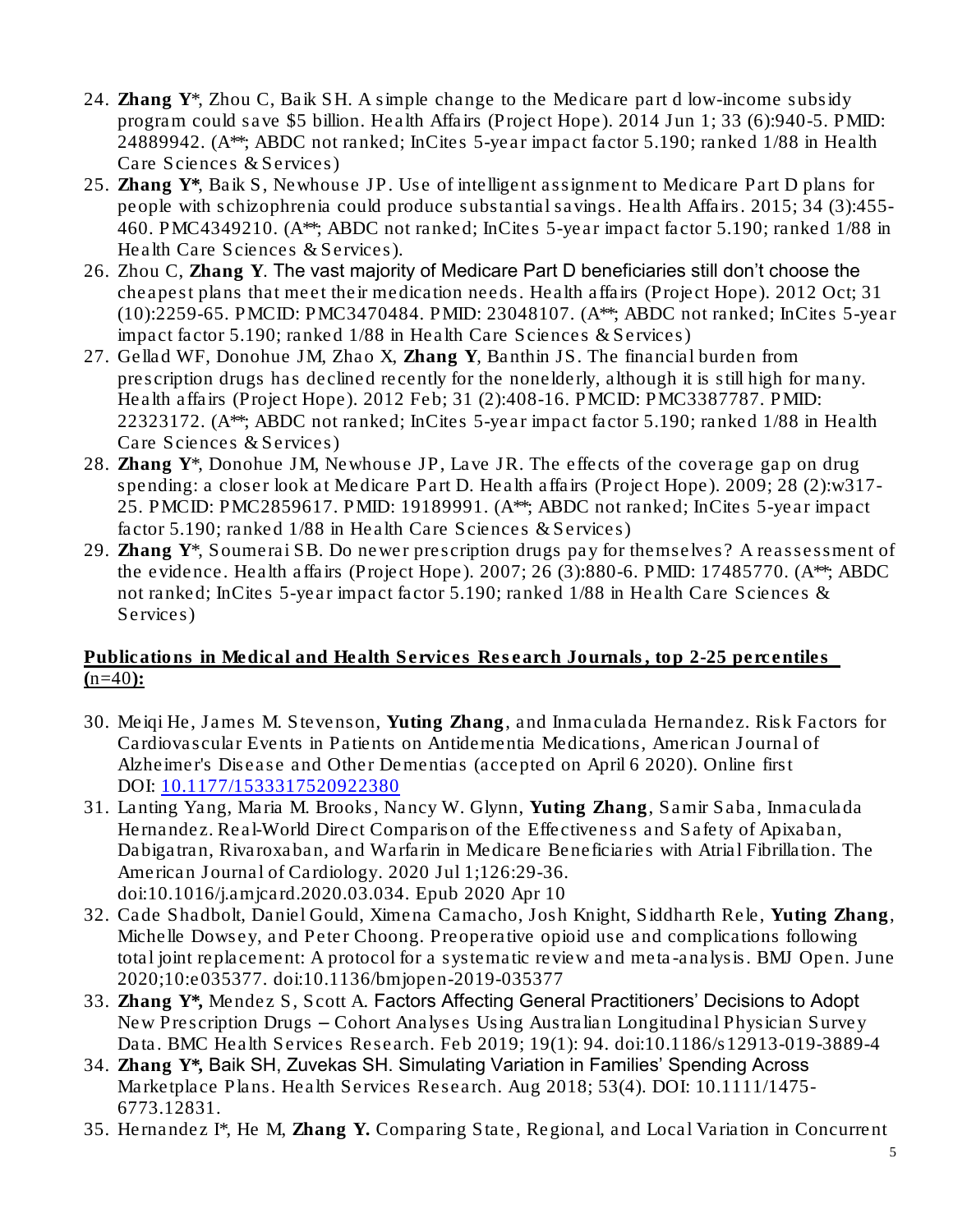24. **Zhang Y***, Zhou C, Baik SH. A simple change to the Medicare part d low-income subsidy program could save $5 billion. Health Affairs (Project Hope). 2014 Jun 1; 33 (6):940-5. PMID: 24889942. (A**; ABDC not ranked; InCites 5-year impact factor 5.190; ranked 1/88 in Health Care Sciences & Services)
25. **Zhang Y***, Baik S, Newhouse JP. Use of intelligent assignment to Medicare Part D plans for people with schizophrenia could produce substantial savings. Health Affairs. 2015; 34 (3):455-460. PMC4349210. (A**; ABDC not ranked; InCites 5-year impact factor 5.190; ranked 1/88 in Health Care Sciences & Services).
26. Zhou C, **Zhang Y**. The vast majority of Medicare Part D beneficiaries still don't choose the cheapest plans that meet their medication needs. Health affairs (Project Hope). 2012 Oct; 31 (10):2259-65. PMCID: PMC3470484. PMID: 23048107. (A**; ABDC not ranked; InCites 5-year impact factor 5.190; ranked 1/88 in Health Care Sciences & Services)
27. Gellad WF, Donohue JM, Zhao X, **Zhang Y**, Banthin JS. The financial burden from prescription drugs has declined recently for the nonelderly, although it is still high for many. Health affairs (Project Hope). 2012 Feb; 31 (2):408-16. PMCID: PMC3387787. PMID: 22323172. (A**; ABDC not ranked; InCites 5-year impact factor 5.190; ranked 1/88 in Health Care Sciences & Services)
28. **Zhang Y***, Donohue JM, Newhouse JP, Lave JR. The effects of the coverage gap on drug spending: a closer look at Medicare Part D. Health affairs (Project Hope). 2009; 28 (2):w317-25. PMCID: PMC2859617. PMID: 19189991. (A**; ABDC not ranked; InCites 5-year impact factor 5.190; ranked 1/88 in Health Care Sciences & Services)
29. **Zhang Y***, Soumerai SB. Do newer prescription drugs pay for themselves? A reassessment of the evidence. Health affairs (Project Hope). 2007; 26 (3):880-6. PMID: 17485770. (A**; ABDC not ranked; InCites 5-year impact factor 5.190; ranked 1/88 in Health Care Sciences & Services)

**Publications in Medical and Health Services Research Journals, top 2-25 percentiles (n=40):**

30. Meiqi He, James M. Stevenson, **Yuting Zhang**, and Inmaculada Hernandez. Risk Factors for Cardiovascular Events in Patients on Antidementia Medications, American Journal of Alzheimer's Disease and Other Dementias (accepted on April 6 2020). Online first DOI: [10.1177/1533317520922380](10.1177/1533317520922380)
31. Lanting Yang, Maria M. Brooks, Nancy W. Glynn, **Yuting Zhang**, Samir Saba, Inmaculada Hernandez. Real-World Direct Comparison of the Effectiveness and Safety of Apixaban, Dabigatran, Rivaroxaban, and Warfarin in Medicare Beneficiaries with Atrial Fibrillation. The American Journal of Cardiology. 2020 Jul 1;126:29-36. doi:10.1016/j.amjcard.2020.03.034. Epub 2020 Apr 10
32. Cade Shadbolt, Daniel Gould, Ximena Camacho, Josh Knight, Siddharth Rele, **Yuting Zhang**, Michelle Dowsey, and Peter Choong. Preoperative opioid use and complications following total joint replacement: A protocol for a systematic review and meta-analysis. BMJ Open. June 2020;10:e035377. doi:10.1136/bmjopen-2019-035377
33. **Zhang Y***, Mendez S, Scott A. Factors Affecting General Practitioners' Decisions to Adopt New Prescription Drugs – Cohort Analyses Using Australian Longitudinal Physician Survey Data. BMC Health Services Research. Feb 2019; 19(1): 94. doi:10.1186/s12913-019-3889-4
34. **Zhang Y***, Baik SH, Zuvekas SH. Simulating Variation in Families' Spending Across Marketplace Plans. Health Services Research. Aug 2018; 53(4). DOI: 10.1111/1475-6773.12831.
35. Hernandez I*, He M, **Zhang Y.** Comparing State, Regional, and Local Variation in Concurrent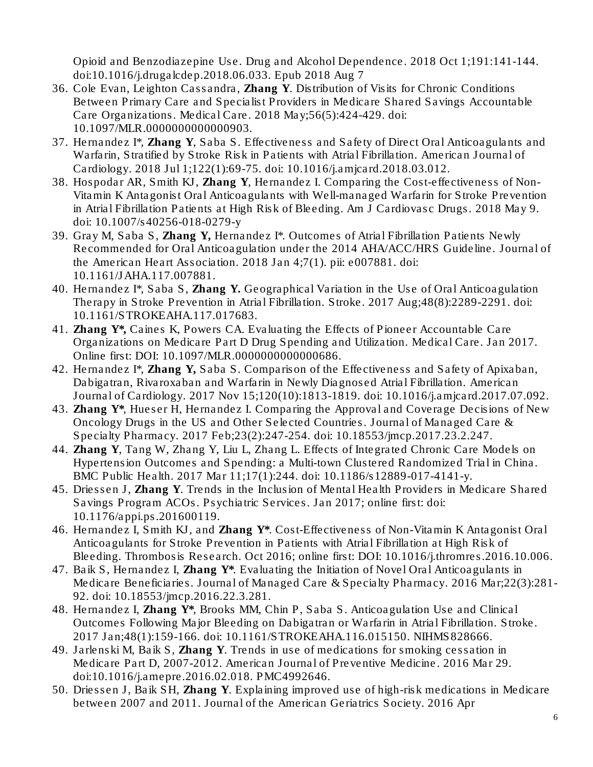Opioid and Benzodiazepine Use. Drug and Alcohol Dependence. 2018 Oct 1;191:141-144. doi:10.1016/j.drugalcdep.2018.06.033. Epub 2018 Aug 7

36. Cole Evan, Leighton Cassandra, **Zhang Y**. Distribution of Visits for Chronic Conditions Between Primary Care and Specialist Providers in Medicare Shared Savings Accountable Care Organizations. Medical Care. 2018 May;56(5):424-429. doi: 10.1097/MLR.0000000000000903.
37. Hernandez I*, **Zhang Y**, Saba S. Effectiveness and Safety of Direct Oral Anticoagulants and Warfarin, Stratified by Stroke Risk in Patients with Atrial Fibrillation. American Journal of Cardiology. 2018 Jul 1;122(1):69-75. doi: 10.1016/j.amjcard.2018.03.012.
38. Hospodar AR, Smith KJ, **Zhang Y**, Hernandez I. Comparing the Cost-effectiveness of Non-Vitamin K Antagonist Oral Anticoagulants with Well-managed Warfarin for Stroke Prevention in Atrial Fibrillation Patients at High Risk of Bleeding. Am J Cardiovasc Drugs. 2018 May 9. doi: 10.1007/s40256-018-0279-y
39. Gray M, Saba S, **Zhang Y,** Hernandez I*. Outcomes of Atrial Fibrillation Patients Newly Recommended for Oral Anticoagulation under the 2014 AHA/ACC/HRS Guideline. Journal of the American Heart Association. 2018 Jan 4;7(1). pii: e007881. doi: 10.1161/JAHA.117.007881.
40. Hernandez I*, Saba S, **Zhang Y.** Geographical Variation in the Use of Oral Anticoagulation Therapy in Stroke Prevention in Atrial Fibrillation. Stroke. 2017 Aug;48(8):2289-2291. doi: 10.1161/STROKEAHA.117.017683.
41. **Zhang Y*,** Caines K, Powers CA. Evaluating the Effects of Pioneer Accountable Care Organizations on Medicare Part D Drug Spending and Utilization. Medical Care. Jan 2017. Online first: DOI: 10.1097/MLR.0000000000000686.
42. Hernandez I*, **Zhang Y,** Saba S. Comparison of the Effectiveness and Safety of Apixaban, Dabigatran, Rivaroxaban and Warfarin in Newly Diagnosed Atrial Fibrillation. American Journal of Cardiology. 2017 Nov 15;120(10):1813-1819. doi: 10.1016/j.amjcard.2017.07.092.
43. **Zhang Y***, Hueser H, Hernandez I. Comparing the Approval and Coverage Decisions of New Oncology Drugs in the US and Other Selected Countries. Journal of Managed Care & Specialty Pharmacy. 2017 Feb;23(2):247-254. doi: 10.18553/jmcp.2017.23.2.247.
44. **Zhang Y**, Tang W, Zhang Y, Liu L, Zhang L. Effects of Integrated Chronic Care Models on Hypertension Outcomes and Spending: a Multi-town Clustered Randomized Trial in China. BMC Public Health. 2017 Mar 11;17(1):244. doi: 10.1186/s12889-017-4141-y.
45. Driessen J, **Zhang Y**. Trends in the Inclusion of Mental Health Providers in Medicare Shared Savings Program ACOs. Psychiatric Services. Jan 2017; online first: doi: 10.1176/appi.ps.201600119.
46. Hernandez I, Smith KJ, and **Zhang Y***. Cost-Effectiveness of Non-Vitamin K Antagonist Oral Anticoagulants for Stroke Prevention in Patients with Atrial Fibrillation at High Risk of Bleeding. Thrombosis Research. Oct 2016; online first: DOI: 10.1016/j.thromres.2016.10.006.
47. Baik S, Hernandez I, **Zhang Y***. Evaluating the Initiation of Novel Oral Anticoagulants in Medicare Beneficiaries. Journal of Managed Care & Specialty Pharmacy. 2016 Mar;22(3):281-92. doi: 10.18553/jmcp.2016.22.3.281.
48. Hernandez I, **Zhang Y***, Brooks MM, Chin P, Saba S. Anticoagulation Use and Clinical Outcomes Following Major Bleeding on Dabigatran or Warfarin in Atrial Fibrillation. Stroke. 2017 Jan;48(1):159-166. doi: 10.1161/STROKEAHA.116.015150. NIHMS828666.
49. Jarlenski M, Baik S, **Zhang Y**. Trends in use of medications for smoking cessation in Medicare Part D, 2007-2012. American Journal of Preventive Medicine. 2016 Mar 29. doi:10.1016/j.amepre.2016.02.018. PMC4992646.
50. Driessen J, Baik SH, **Zhang Y**. Explaining improved use of high-risk medications in Medicare between 2007 and 2011. Journal of the American Geriatrics Society. 2016 Apr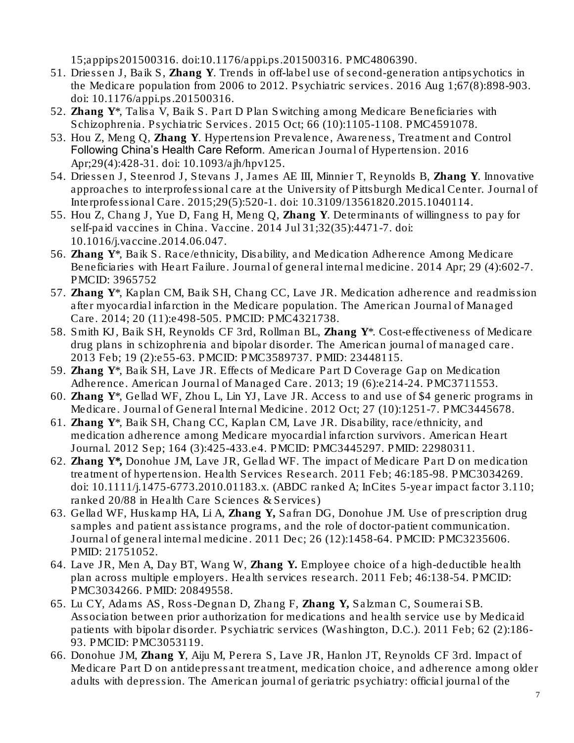15;appips201500316. doi:10.1176/appi.ps.201500316. PMC4806390.

51. Driessen J, Baik S, **Zhang Y**. Trends in off-label use of second-generation antipsychotics in the Medicare population from 2006 to 2012. Psychiatric services. 2016 Aug 1;67(8):898-903. doi: 10.1176/appi.ps.201500316.
52. **Zhang Y***, Talisa V, Baik S. Part D Plan Switching among Medicare Beneficiaries with Schizophrenia. Psychiatric Services. 2015 Oct; 66 (10):1105-1108. PMC4591078.
53. Hou Z, Meng Q, **Zhang Y**. Hypertension Prevalence, Awareness, Treatment and Control Following China's Health Care Reform. American Journal of Hypertension. 2016 Apr;29(4):428-31. doi: 10.1093/ajh/hpv125.
54. Driessen J, Steenrod J, Stevans J, James AE III, Minnier T, Reynolds B, **Zhang Y**. Innovative approaches to interprofessional care at the University of Pittsburgh Medical Center. Journal of Interprofessional Care. 2015;29(5):520-1. doi: 10.3109/13561820.2015.1040114.
55. Hou Z, Chang J, Yue D, Fang H, Meng Q, **Zhang Y**. Determinants of willingness to pay for self-paid vaccines in China. Vaccine. 2014 Jul 31;32(35):4471-7. doi: 10.1016/j.vaccine.2014.06.047.
56. **Zhang Y***, Baik S. Race/ethnicity, Disability, and Medication Adherence Among Medicare Beneficiaries with Heart Failure. Journal of general internal medicine. 2014 Apr; 29 (4):602-7. PMCID: 3965752
57. **Zhang Y***, Kaplan CM, Baik SH, Chang CC, Lave JR. Medication adherence and readmission after myocardial infarction in the Medicare population. The American Journal of Managed Care. 2014; 20 (11):e498-505. PMCID: PMC4321738.
58. Smith KJ, Baik SH, Reynolds CF 3rd, Rollman BL, **Zhang Y***. Cost-effectiveness of Medicare drug plans in schizophrenia and bipolar disorder. The American journal of managed care. 2013 Feb; 19 (2):e55-63. PMCID: PMC3589737. PMID: 23448115.
59. **Zhang Y***, Baik SH, Lave JR. Effects of Medicare Part D Coverage Gap on Medication Adherence. American Journal of Managed Care. 2013; 19 (6):e214-24. PMC3711553.
60. **Zhang Y***, Gellad WF, Zhou L, Lin YJ, Lave JR. Access to and use of $4 generic programs in Medicare. Journal of General Internal Medicine. 2012 Oct; 27 (10):1251-7. PMC3445678.
61. **Zhang Y***, Baik SH, Chang CC, Kaplan CM, Lave JR. Disability, race/ethnicity, and medication adherence among Medicare myocardial infarction survivors. American Heart Journal. 2012 Sep; 164 (3):425-433.e4. PMCID: PMC3445297. PMID: 22980311.
62. **Zhang Y*,** Donohue JM, Lave JR, Gellad WF. The impact of Medicare Part D on medication treatment of hypertension. Health Services Research. 2011 Feb; 46:185-98. PMC3034269. doi: 10.1111/j.1475-6773.2010.01183.x. (ABDC ranked A; InCites 5-year impact factor 3.110; ranked 20/88 in Health Care Sciences & Services)
63. Gellad WF, Huskamp HA, Li A, **Zhang Y,** Safran DG, Donohue JM. Use of prescription drug samples and patient assistance programs, and the role of doctor-patient communication. Journal of general internal medicine. 2011 Dec; 26 (12):1458-64. PMCID: PMC3235606. PMID: 21751052.
64. Lave JR, Men A, Day BT, Wang W, **Zhang Y.** Employee choice of a high-deductible health plan across multiple employers. Health services research. 2011 Feb; 46:138-54. PMCID: PMC3034266. PMID: 20849558.
65. Lu CY, Adams AS, Ross-Degnan D, Zhang F, **Zhang Y,** Salzman C, Soumerai SB. Association between prior authorization for medications and health service use by Medicaid patients with bipolar disorder. Psychiatric services (Washington, D.C.). 2011 Feb; 62 (2):186-93. PMCID: PMC3053119.
66. Donohue JM, **Zhang Y**, Aiju M, Perera S, Lave JR, Hanlon JT, Reynolds CF 3rd. Impact of Medicare Part D on antidepressant treatment, medication choice, and adherence among older adults with depression. The American journal of geriatric psychiatry: official journal of the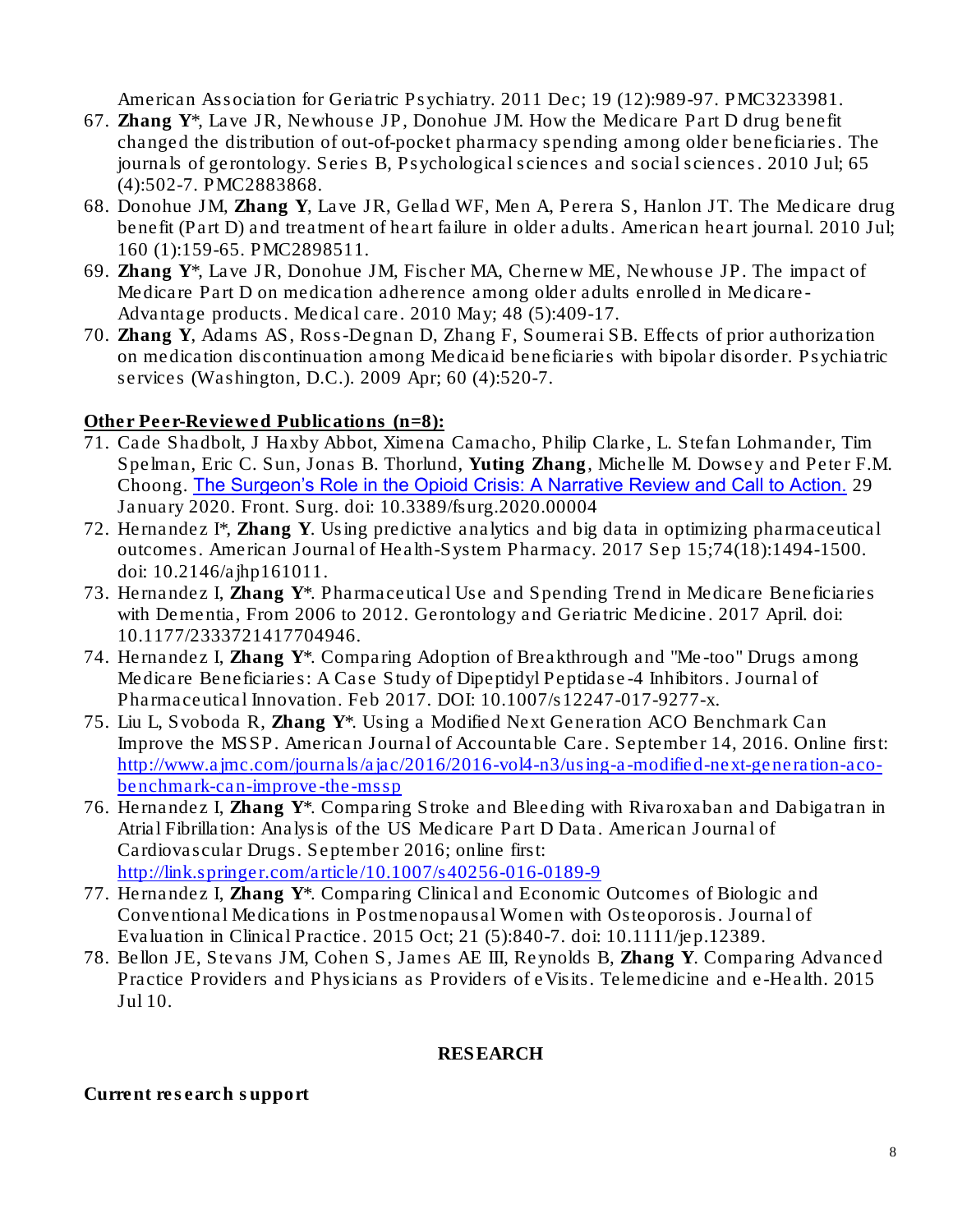American Association for Geriatric Psychiatry. 2011 Dec; 19 (12):989-97. PMC3233981.

67. **Zhang Y***, Lave JR, Newhouse JP, Donohue JM. How the Medicare Part D drug benefit changed the distribution of out-of-pocket pharmacy spending among older beneficiaries. The journals of gerontology. Series B, Psychological sciences and social sciences. 2010 Jul; 65 (4):502-7. PMC2883868.
68. Donohue JM, **Zhang Y**, Lave JR, Gellad WF, Men A, Perera S, Hanlon JT. The Medicare drug benefit (Part D) and treatment of heart failure in older adults. American heart journal. 2010 Jul; 160 (1):159-65. PMC2898511.
69. **Zhang Y***, Lave JR, Donohue JM, Fischer MA, Chernew ME, Newhouse JP. The impact of Medicare Part D on medication adherence among older adults enrolled in Medicare-Advantage products. Medical care. 2010 May; 48 (5):409-17.
70. **Zhang Y**, Adams AS, Ross-Degnan D, Zhang F, Soumerai SB. Effects of prior authorization on medication discontinuation among Medicaid beneficiaries with bipolar disorder. Psychiatric services (Washington, D.C.). 2009 Apr; 60 (4):520-7.

**Other Peer-Reviewed Publications (n=8):**

71. Cade Shadbolt, J Haxby Abbot, Ximena Camacho, Philip Clarke, L. Stefan Lohmander, Tim Spelman, Eric C. Sun, Jonas B. Thorlund, **Yuting Zhang**, Michelle M. Dowsey and Peter F.M. Choong. The Surgeon's Role in the Opioid Crisis: A Narrative Review and Call to Action. 29 January 2020. Front. Surg. doi: 10.3389/fsurg.2020.00004
72. Hernandez I*, **Zhang Y**. Using predictive analytics and big data in optimizing pharmaceutical outcomes. American Journal of Health-System Pharmacy. 2017 Sep 15;74(18):1494-1500. doi: 10.2146/ajhp161011.
73. Hernandez I, **Zhang Y***. Pharmaceutical Use and Spending Trend in Medicare Beneficiaries with Dementia, From 2006 to 2012. Gerontology and Geriatric Medicine. 2017 April. doi: 10.1177/2333721417704946.
74. Hernandez I, **Zhang Y***. Comparing Adoption of Breakthrough and "Me-too" Drugs among Medicare Beneficiaries: A Case Study of Dipeptidyl Peptidase-4 Inhibitors. Journal of Pharmaceutical Innovation. Feb 2017. DOI: 10.1007/s12247-017-9277-x.
75. Liu L, Svoboda R, **Zhang Y***. Using a Modified Next Generation ACO Benchmark Can Improve the MSSP. American Journal of Accountable Care. September 14, 2016. Online first: http://www.ajmc.com/journals/ajac/2016/2016-vol4-n3/using-a-modified-next-generation-aco-benchmark-can-improve-the-mssp
76. Hernandez I, **Zhang Y***. Comparing Stroke and Bleeding with Rivaroxaban and Dabigatran in Atrial Fibrillation: Analysis of the US Medicare Part D Data. American Journal of Cardiovascular Drugs. September 2016; online first: http://link.springer.com/article/10.1007/s40256-016-0189-9
77. Hernandez I, **Zhang Y***. Comparing Clinical and Economic Outcomes of Biologic and Conventional Medications in Postmenopausal Women with Osteoporosis. Journal of Evaluation in Clinical Practice. 2015 Oct; 21 (5):840-7. doi: 10.1111/jep.12389.
78. Bellon JE, Stevans JM, Cohen S, James AE III, Reynolds B, **Zhang Y**. Comparing Advanced Practice Providers and Physicians as Providers of eVisits. Telemedicine and e-Health. 2015 Jul 10.

## RESEARCH

**Current research support**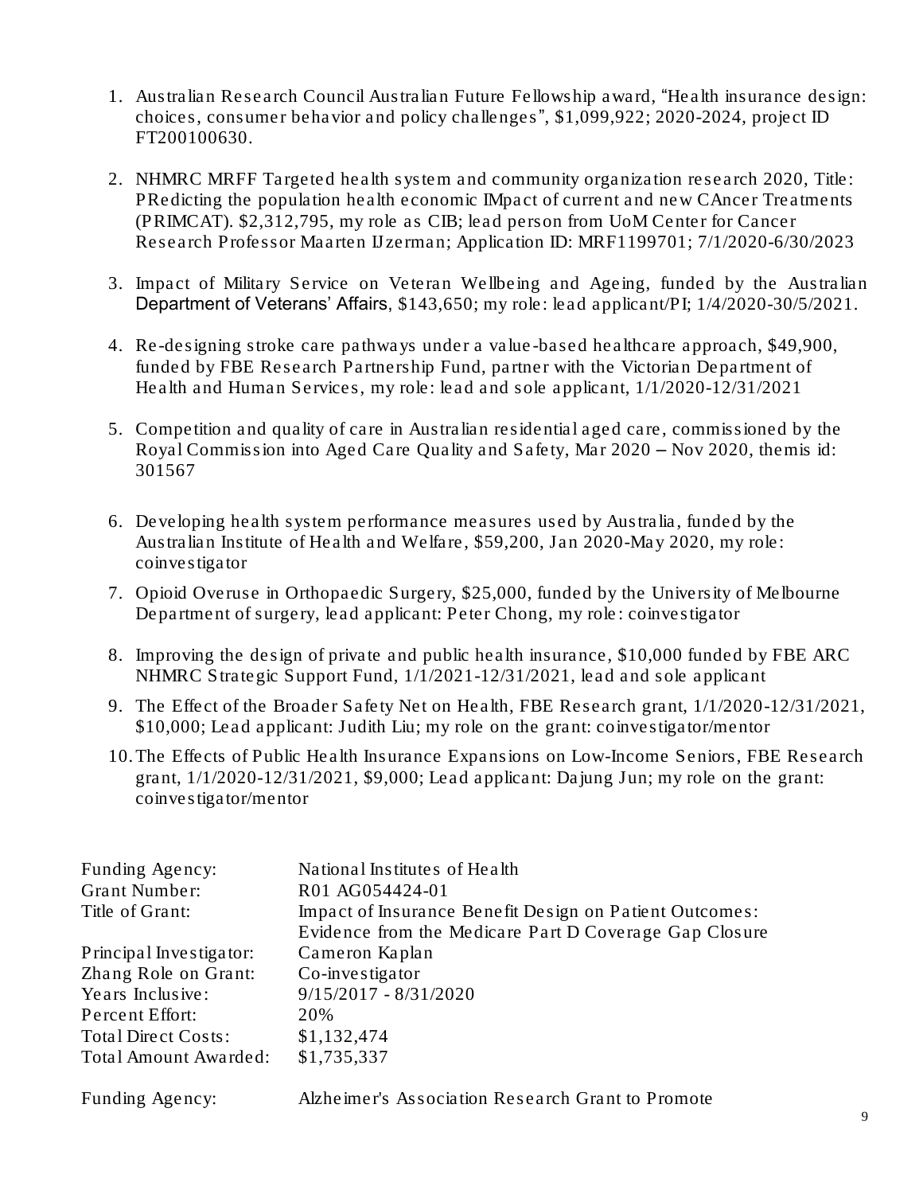1. Australian Research Council Australian Future Fellowship award, "Health insurance design: choices, consumer behavior and policy challenges", $1,099,922; 2020-2024, project ID FT200100630.

2. NHMRC MRFF Targeted health system and community organization research 2020, Title: PRedicting the population health economic IMpact of current and new CAncer Treatments (PRIMCAT). $2,312,795, my role as CIB; lead person from UoM Center for Cancer Research Professor Maarten IJzerman; Application ID: MRF1199701; 7/1/2020-6/30/2023

3. Impact of Military Service on Veteran Wellbeing and Ageing, funded by the Australian Department of Veterans' Affairs, $143,650; my role: lead applicant/PI; 1/4/2020-30/5/2021.

4. Re-designing stroke care pathways under a value-based healthcare approach, $49,900, funded by FBE Research Partnership Fund, partner with the Victorian Department of Health and Human Services, my role: lead and sole applicant, 1/1/2020-12/31/2021

5. Competition and quality of care in Australian residential aged care, commissioned by the Royal Commission into Aged Care Quality and Safety, Mar 2020 – Nov 2020, themis id: 301567

6. Developing health system performance measures used by Australia, funded by the Australian Institute of Health and Welfare, $59,200, Jan 2020-May 2020, my role: coinvestigator

7. Opioid Overuse in Orthopaedic Surgery, $25,000, funded by the University of Melbourne Department of surgery, lead applicant: Peter Chong, my role: coinvestigator

8. Improving the design of private and public health insurance, $10,000 funded by FBE ARC NHMRC Strategic Support Fund, 1/1/2021-12/31/2021, lead and sole applicant

9. The Effect of the Broader Safety Net on Health, FBE Research grant, 1/1/2020-12/31/2021, $10,000; Lead applicant: Judith Liu; my role on the grant: coinvestigator/mentor

10. The Effects of Public Health Insurance Expansions on Low-Income Seniors, FBE Research grant, 1/1/2020-12/31/2021, $9,000; Lead applicant: Dajung Jun; my role on the grant: coinvestigator/mentor

| | |
|---|---|
| Funding Agency: | National Institutes of Health |
| Grant Number: | R01 AG054424-01 |
| Title of Grant: | Impact of Insurance Benefit Design on Patient Outcomes: Evidence from the Medicare Part D Coverage Gap Closure |
| Principal Investigator: | Cameron Kaplan |
| Zhang Role on Grant: | Co-investigator |
| Years Inclusive: | 9/15/2017 - 8/31/2020 |
| Percent Effort: | 20% |
| Total Direct Costs: | $1,132,474 |
| Total Amount Awarded: | $1,735,337 |

| | |
|---|---|
| Funding Agency: | Alzheimer's Association Research Grant to Promote |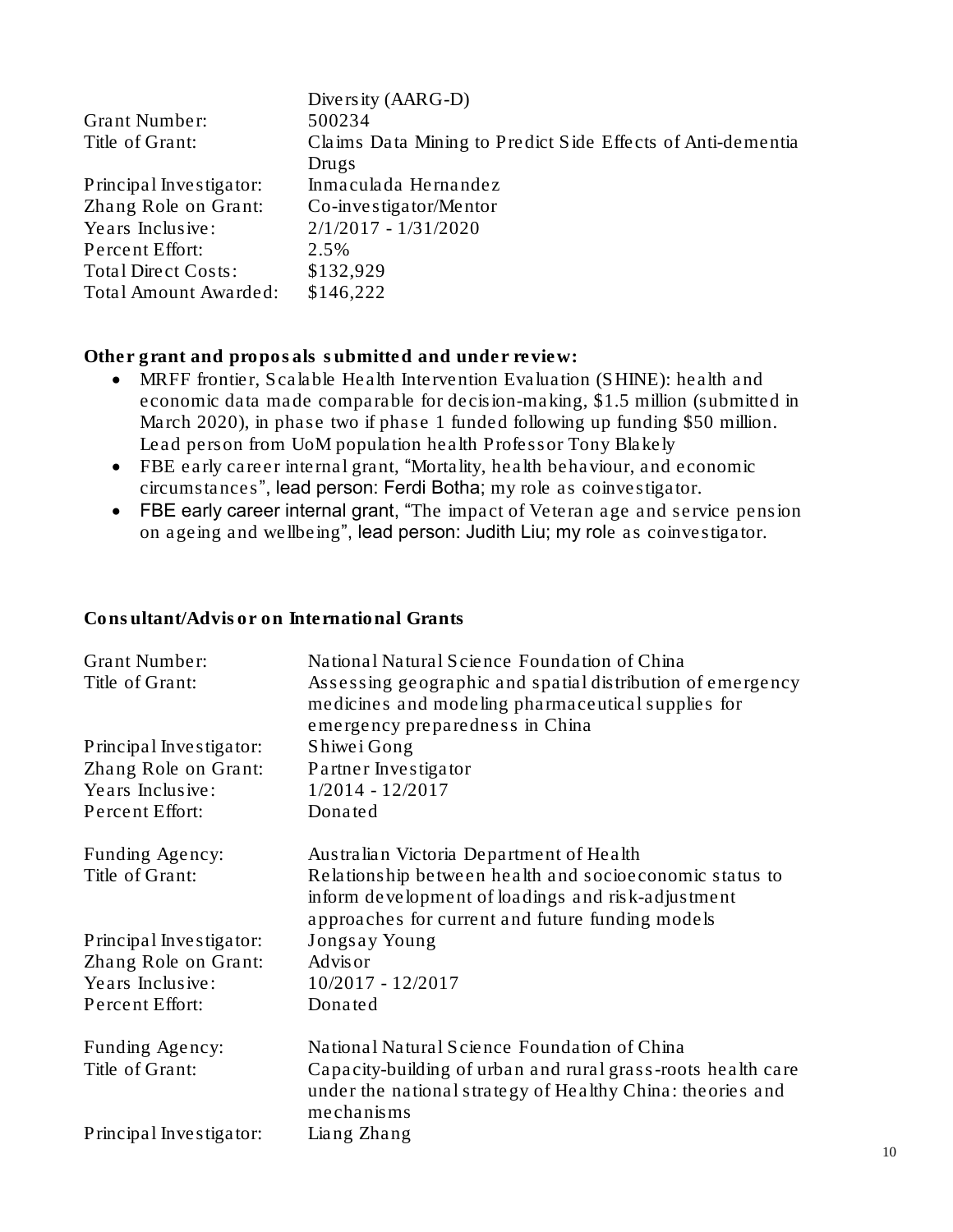| | |
|---|---|
| | Diversity (AARG-D) |
| Grant Number: | 500234 |
| Title of Grant: | Claims Data Mining to Predict Side Effects of Anti-dementia Drugs |
| Principal Investigator: | Inmaculada Hernandez |
| Zhang Role on Grant: | Co-investigator/Mentor |
| Years Inclusive: | 2/1/2017 - 1/31/2020 |
| Percent Effort: | 2.5% |
| Total Direct Costs: | $132,929 |
| Total Amount Awarded: | $146,222 |

**Other grant and proposals submitted and under review:**

- MRFF frontier, Scalable Health Intervention Evaluation (SHINE): health and economic data made comparable for decision-making, $1.5 million (submitted in March 2020), in phase two if phase 1 funded following up funding $50 million. Lead person from UoM population health Professor Tony Blakely
- FBE early career internal grant, "Mortality, health behaviour, and economic circumstances", lead person: Ferdi Botha; my role as coinvestigator.
- FBE early career internal grant, "The impact of Veteran age and service pension on ageing and wellbeing", lead person: Judith Liu; my role as coinvestigator.

**Consultant/Advisor on International Grants**

| | |
|---|---|
| Grant Number: | National Natural Science Foundation of China |
| Title of Grant: | Assessing geographic and spatial distribution of emergency medicines and modeling pharmaceutical supplies for emergency preparedness in China |
| Principal Investigator: | Shiwei Gong |
| Zhang Role on Grant: | Partner Investigator |
| Years Inclusive: | 1/2014 - 12/2017 |
| Percent Effort: | Donated |

| | |
|---|---|
| Funding Agency: | Australian Victoria Department of Health |
| Title of Grant: | Relationship between health and socioeconomic status to inform development of loadings and risk-adjustment approaches for current and future funding models |
| Principal Investigator: | Jongsay Young |
| Zhang Role on Grant: | Advisor |
| Years Inclusive: | 10/2017 - 12/2017 |
| Percent Effort: | Donated |

| | |
|---|---|
| Funding Agency: | National Natural Science Foundation of China |
| Title of Grant: | Capacity-building of urban and rural grass-roots health care under the national strategy of Healthy China: theories and mechanisms |
| Principal Investigator: | Liang Zhang |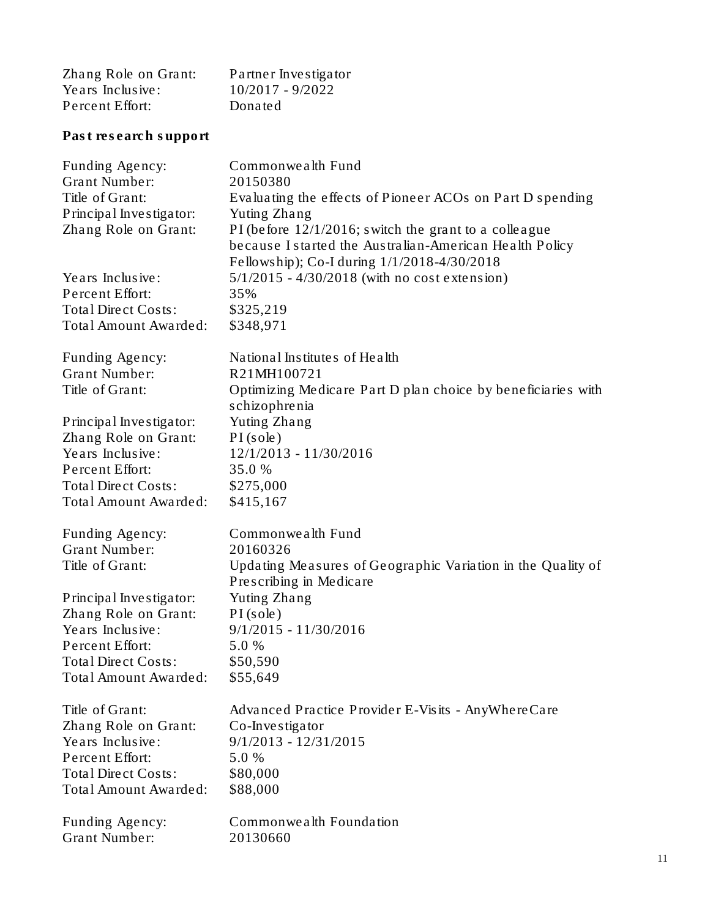Zhang Role on Grant: Partner Investigator
Years Inclusive: 10/2017 - 9/2022
Percent Effort: Donated

**Past research support**

Funding Agency: Commonwealth Fund
Grant Number: 20150380
Title of Grant: Evaluating the effects of Pioneer ACOs on Part D spending
Principal Investigator: Yuting Zhang
Zhang Role on Grant: PI (before 12/1/2016; switch the grant to a colleague because I started the Australian-American Health Policy Fellowship); Co-I during 1/1/2018-4/30/2018
Years Inclusive: 5/1/2015 - 4/30/2018 (with no cost extension)
Percent Effort: 35%
Total Direct Costs: $325,219
Total Amount Awarded: $348,971

Funding Agency: National Institutes of Health
Grant Number: R21MH100721
Title of Grant: Optimizing Medicare Part D plan choice by beneficiaries with schizophrenia
Principal Investigator: Yuting Zhang
Zhang Role on Grant: PI (sole)
Years Inclusive: 12/1/2013 - 11/30/2016
Percent Effort: 35.0 %
Total Direct Costs: $275,000
Total Amount Awarded: $415,167

Funding Agency: Commonwealth Fund
Grant Number: 20160326
Title of Grant: Updating Measures of Geographic Variation in the Quality of Prescribing in Medicare
Principal Investigator: Yuting Zhang
Zhang Role on Grant: PI (sole)
Years Inclusive: 9/1/2015 - 11/30/2016
Percent Effort: 5.0 %
Total Direct Costs: $50,590
Total Amount Awarded: $55,649

Title of Grant: Advanced Practice Provider E-Visits - AnyWhereCare
Zhang Role on Grant: Co-Investigator
Years Inclusive: 9/1/2013 - 12/31/2015
Percent Effort: 5.0 %
Total Direct Costs: $80,000
Total Amount Awarded: $88,000

Funding Agency: Commonwealth Foundation
Grant Number: 20130660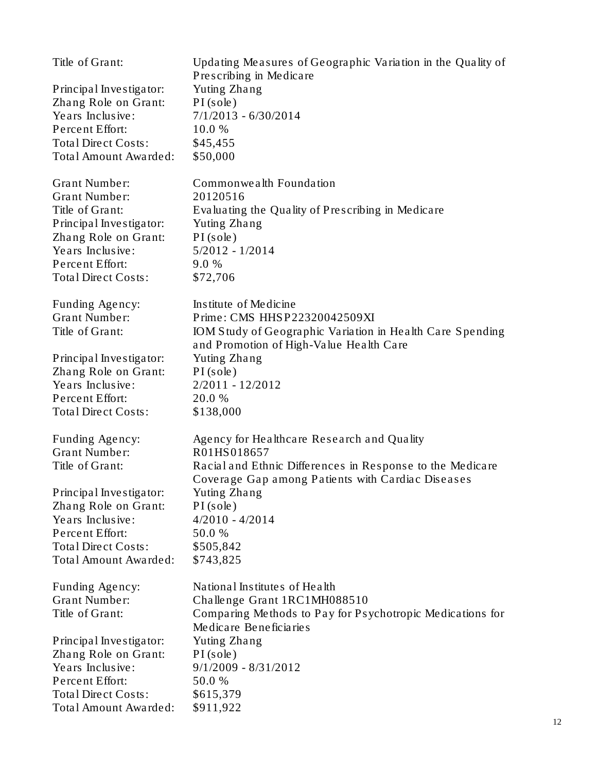Title of Grant: Updating Measures of Geographic Variation in the Quality of Prescribing in Medicare
Principal Investigator: Yuting Zhang
Zhang Role on Grant: PI (sole)
Years Inclusive: 7/1/2013 - 6/30/2014
Percent Effort: 10.0 %
Total Direct Costs: $45,455
Total Amount Awarded: $50,000

Grant Number: Commonwealth Foundation
Grant Number: 20120516
Title of Grant: Evaluating the Quality of Prescribing in Medicare
Principal Investigator: Yuting Zhang
Zhang Role on Grant: PI (sole)
Years Inclusive: 5/2012 - 1/2014
Percent Effort: 9.0 %
Total Direct Costs: $72,706

Funding Agency: Institute of Medicine
Grant Number: Prime: CMS HHSP22320042509XI
Title of Grant: IOM Study of Geographic Variation in Health Care Spending and Promotion of High-Value Health Care
Principal Investigator: Yuting Zhang
Zhang Role on Grant: PI (sole)
Years Inclusive: 2/2011 - 12/2012
Percent Effort: 20.0 %
Total Direct Costs: $138,000

Funding Agency: Agency for Healthcare Research and Quality
Grant Number: R01HS018657
Title of Grant: Racial and Ethnic Differences in Response to the Medicare Coverage Gap among Patients with Cardiac Diseases
Principal Investigator: Yuting Zhang
Zhang Role on Grant: PI (sole)
Years Inclusive: 4/2010 - 4/2014
Percent Effort: 50.0 %
Total Direct Costs: $505,842
Total Amount Awarded: $743,825

Funding Agency: National Institutes of Health
Grant Number: Challenge Grant 1RC1MH088510
Title of Grant: Comparing Methods to Pay for Psychotropic Medications for Medicare Beneficiaries
Principal Investigator: Yuting Zhang
Zhang Role on Grant: PI (sole)
Years Inclusive: 9/1/2009 - 8/31/2012
Percent Effort: 50.0 %
Total Direct Costs: $615,379
Total Amount Awarded: $911,922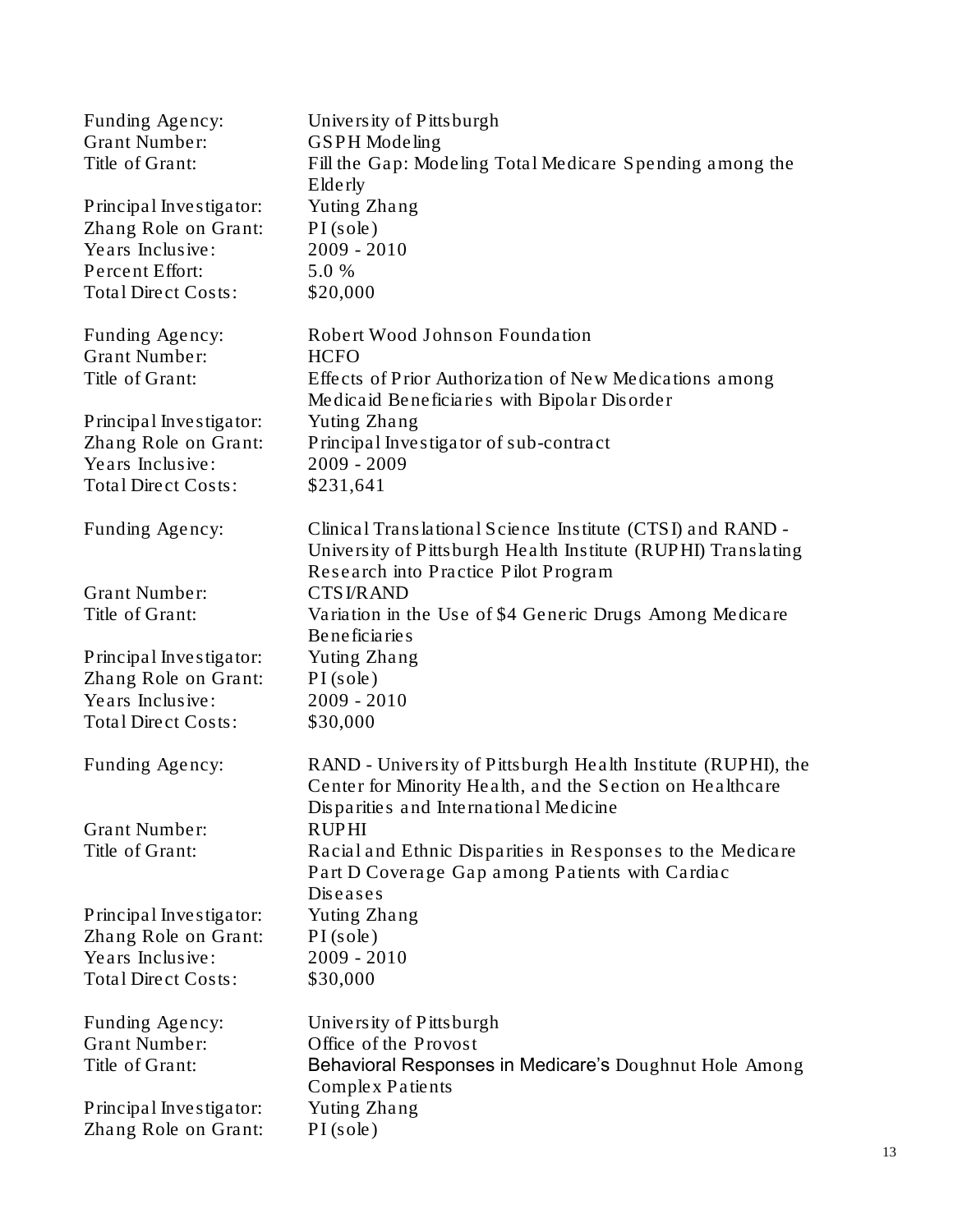Funding Agency: University of Pittsburgh
Grant Number: GSPH Modeling
Title of Grant: Fill the Gap: Modeling Total Medicare Spending among the Elderly
Principal Investigator: Yuting Zhang
Zhang Role on Grant: PI (sole)
Years Inclusive: 2009 - 2010
Percent Effort: 5.0 %
Total Direct Costs: $20,000

Funding Agency: Robert Wood Johnson Foundation
Grant Number: HCFO
Title of Grant: Effects of Prior Authorization of New Medications among Medicaid Beneficiaries with Bipolar Disorder
Principal Investigator: Yuting Zhang
Zhang Role on Grant: Principal Investigator of sub-contract
Years Inclusive: 2009 - 2009
Total Direct Costs: $231,641

Funding Agency: Clinical Translational Science Institute (CTSI) and RAND - University of Pittsburgh Health Institute (RUPHI) Translating Research into Practice Pilot Program
Grant Number: CTSI/RAND
Title of Grant: Variation in the Use of $4 Generic Drugs Among Medicare Beneficiaries
Principal Investigator: Yuting Zhang
Zhang Role on Grant: PI (sole)
Years Inclusive: 2009 - 2010
Total Direct Costs: $30,000

Funding Agency: RAND - University of Pittsburgh Health Institute (RUPHI), the Center for Minority Health, and the Section on Healthcare Disparities and International Medicine
Grant Number: RUPHI
Title of Grant: Racial and Ethnic Disparities in Responses to the Medicare Part D Coverage Gap among Patients with Cardiac Diseases
Principal Investigator: Yuting Zhang
Zhang Role on Grant: PI (sole)
Years Inclusive: 2009 - 2010
Total Direct Costs: $30,000

Funding Agency: University of Pittsburgh
Grant Number: Office of the Provost
Title of Grant: Behavioral Responses in Medicare's Doughnut Hole Among Complex Patients
Principal Investigator: Yuting Zhang
Zhang Role on Grant: PI (sole)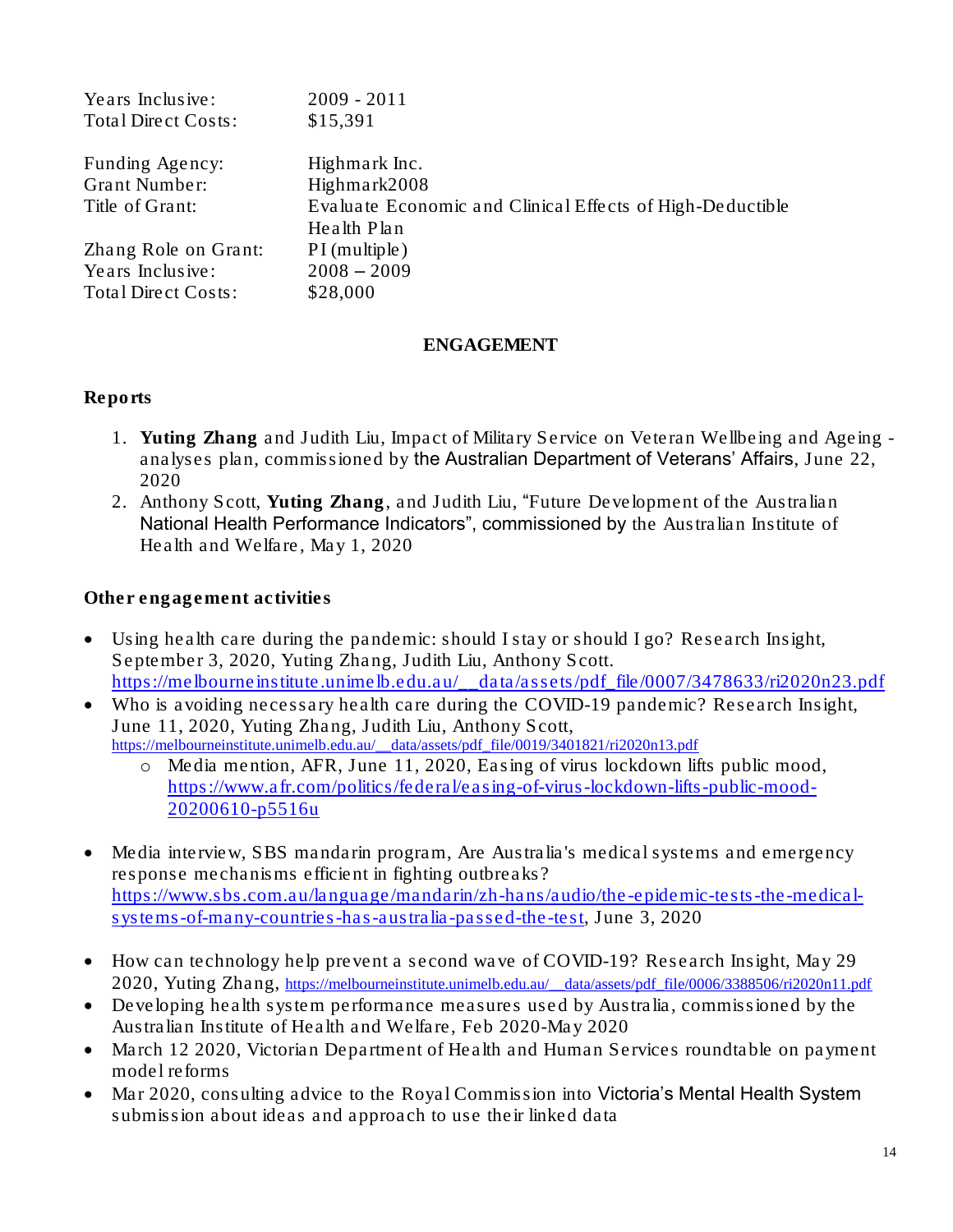Years Inclusive: 2009 - 2011
Total Direct Costs: $15,391

Funding Agency: Highmark Inc.
Grant Number: Highmark2008
Title of Grant: Evaluate Economic and Clinical Effects of High-Deductible Health Plan
Zhang Role on Grant: PI (multiple)
Years Inclusive: 2008 – 2009
Total Direct Costs: $28,000

## ENGAGEMENT

### Reports

1. **Yuting Zhang** and Judith Liu, Impact of Military Service on Veteran Wellbeing and Ageing - analyses plan, commissioned by the Australian Department of Veterans' Affairs, June 22, 2020
2. Anthony Scott, **Yuting Zhang**, and Judith Liu, "Future Development of the Australian National Health Performance Indicators", commissioned by the Australian Institute of Health and Welfare, May 1, 2020

### Other engagement activities

- Using health care during the pandemic: should I stay or should I go? Research Insight, September 3, 2020, Yuting Zhang, Judith Liu, Anthony Scott. https://melbourneinstitute.unimelb.edu.au/__data/assets/pdf_file/0007/3478633/ri2020n23.pdf
- Who is avoiding necessary health care during the COVID-19 pandemic? Research Insight, June 11, 2020, Yuting Zhang, Judith Liu, Anthony Scott, https://melbourneinstitute.unimelb.edu.au/__data/assets/pdf_file/0019/3401821/ri2020n13.pdf
  - Media mention, AFR, June 11, 2020, Easing of virus lockdown lifts public mood, https://www.afr.com/politics/federal/easing-of-virus-lockdown-lifts-public-mood-20200610-p5516u
- Media interview, SBS mandarin program, Are Australia's medical systems and emergency response mechanisms efficient in fighting outbreaks? https://www.sbs.com.au/language/mandarin/zh-hans/audio/the-epidemic-tests-the-medical-systems-of-many-countries-has-australia-passed-the-test, June 3, 2020
- How can technology help prevent a second wave of COVID-19? Research Insight, May 29 2020, Yuting Zhang, https://melbourneinstitute.unimelb.edu.au/__data/assets/pdf_file/0006/3388506/ri2020n11.pdf
- Developing health system performance measures used by Australia, commissioned by the Australian Institute of Health and Welfare, Feb 2020-May 2020
- March 12 2020, Victorian Department of Health and Human Services roundtable on payment model reforms
- Mar 2020, consulting advice to the Royal Commission into Victoria's Mental Health System submission about ideas and approach to use their linked data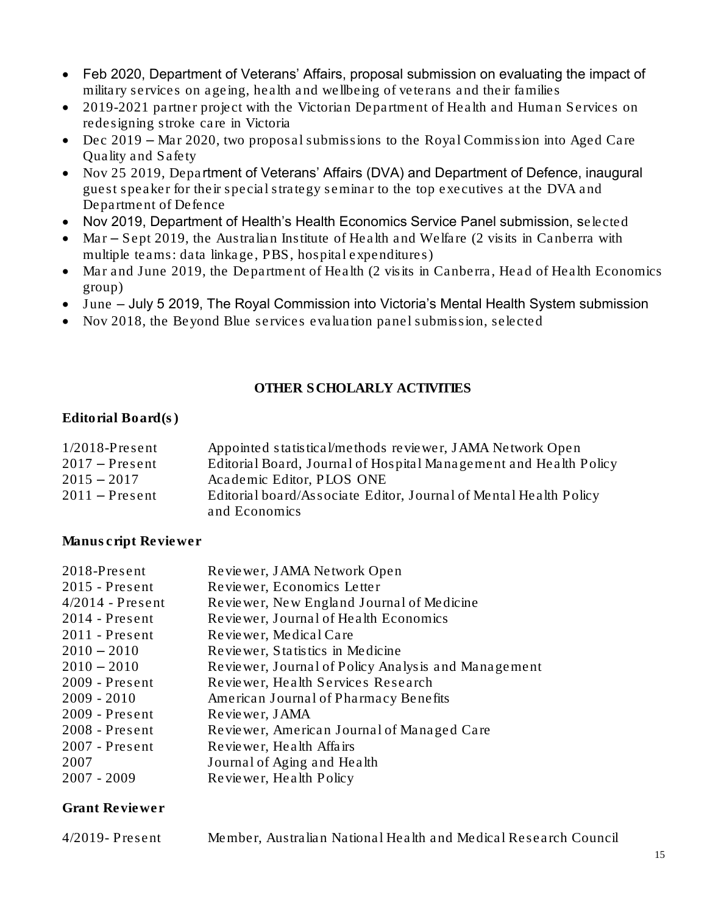- Feb 2020, Department of Veterans' Affairs, proposal submission on evaluating the impact of military services on ageing, health and wellbeing of veterans and their families
- 2019-2021 partner project with the Victorian Department of Health and Human Services on redesigning stroke care in Victoria
- Dec 2019 – Mar 2020, two proposal submissions to the Royal Commission into Aged Care Quality and Safety
- Nov 25 2019, Department of Veterans' Affairs (DVA) and Department of Defence, inaugural guest speaker for their special strategy seminar to the top executives at the DVA and Department of Defence
- Nov 2019, Department of Health's Health Economics Service Panel submission, selected
- Mar – Sept 2019, the Australian Institute of Health and Welfare (2 visits in Canberra with multiple teams: data linkage, PBS, hospital expenditures)
- Mar and June 2019, the Department of Health (2 visits in Canberra, Head of Health Economics group)
- June – July 5 2019, The Royal Commission into Victoria's Mental Health System submission
- Nov 2018, the Beyond Blue services evaluation panel submission, selected

## OTHER SCHOLARLY ACTIVITIES

### Editorial Board(s)

| | |
|---|---|
| 1/2018-Present | Appointed statistical/methods reviewer, JAMA Network Open |
| 2017 – Present | Editorial Board, Journal of Hospital Management and Health Policy |
| 2015 – 2017 | Academic Editor, PLOS ONE |
| 2011 – Present | Editorial board/Associate Editor, Journal of Mental Health Policy and Economics |

### Manuscript Reviewer

| | |
|---|---|
| 2018-Present | Reviewer, JAMA Network Open |
| 2015 - Present | Reviewer, Economics Letter |
| 4/2014 - Present | Reviewer, New England Journal of Medicine |
| 2014 - Present | Reviewer, Journal of Health Economics |
| 2011 - Present | Reviewer, Medical Care |
| 2010 – 2010 | Reviewer, Statistics in Medicine |
| 2010 – 2010 | Reviewer, Journal of Policy Analysis and Management |
| 2009 - Present | Reviewer, Health Services Research |
| 2009 - 2010 | American Journal of Pharmacy Benefits |
| 2009 - Present | Reviewer, JAMA |
| 2008 - Present | Reviewer, American Journal of Managed Care |
| 2007 - Present | Reviewer, Health Affairs |
| 2007 | Journal of Aging and Health |
| 2007 - 2009 | Reviewer, Health Policy |

### Grant Reviewer

| | |
|---|---|
| 4/2019- Present | Member, Australian National Health and Medical Research Council |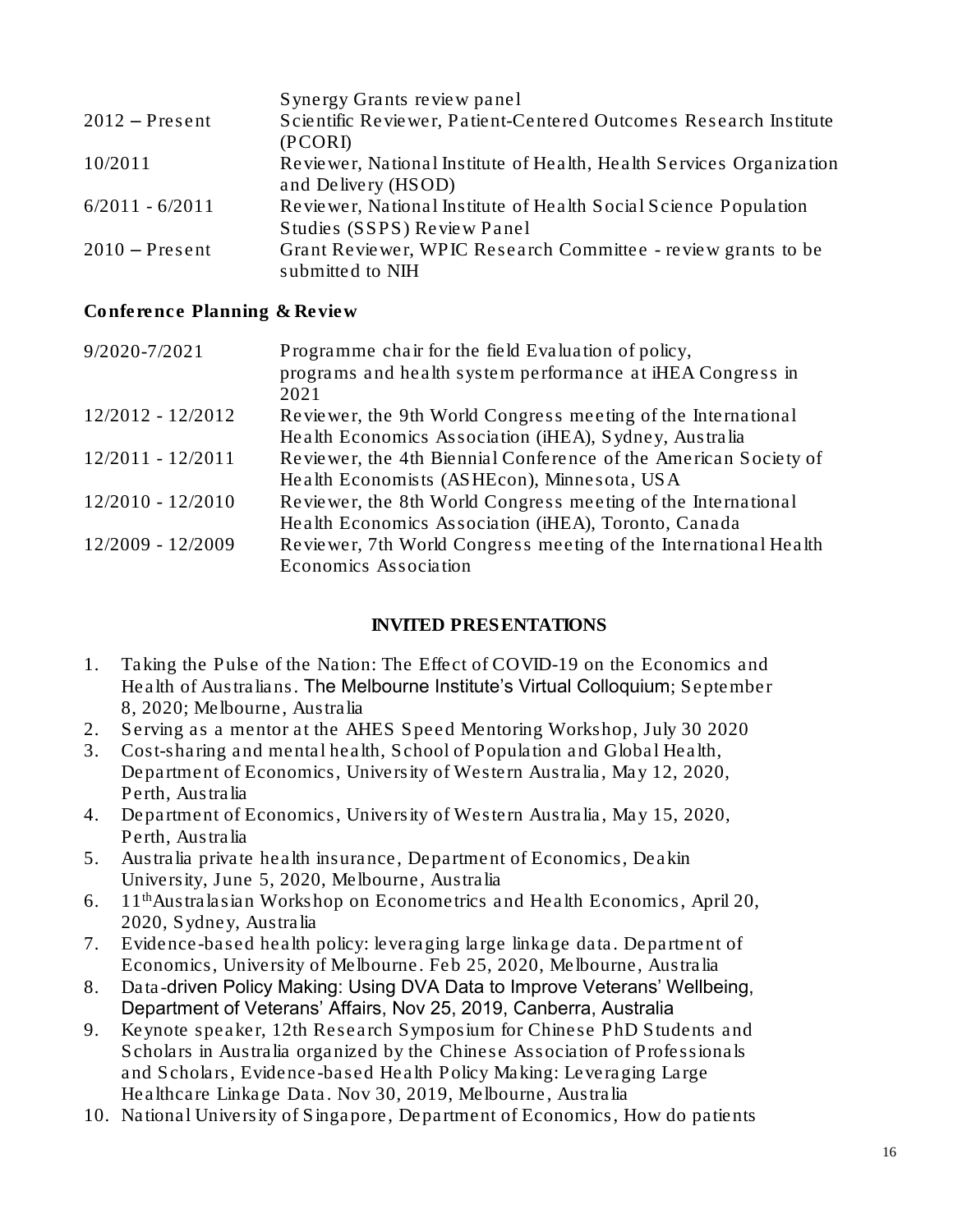| | |
|---|---|
| | Synergy Grants review panel |
| 2012 – Present | Scientific Reviewer, Patient-Centered Outcomes Research Institute (PCORI) |
| 10/2011 | Reviewer, National Institute of Health, Health Services Organization and Delivery (HSOD) |
| 6/2011 - 6/2011 | Reviewer, National Institute of Health Social Science Population Studies (SSPS) Review Panel |
| 2010 – Present | Grant Reviewer, WPIC Research Committee - review grants to be submitted to NIH |

### Conference Planning & Review

| | |
|---|---|
| 9/2020-7/2021 | Programme chair for the field Evaluation of policy, programs and health system performance at iHEA Congress in 2021 |
| 12/2012 - 12/2012 | Reviewer, the 9th World Congress meeting of the International Health Economics Association (iHEA), Sydney, Australia |
| 12/2011 - 12/2011 | Reviewer, the 4th Biennial Conference of the American Society of Health Economists (ASHEcon), Minnesota, USA |
| 12/2010 - 12/2010 | Reviewer, the 8th World Congress meeting of the International Health Economics Association (iHEA), Toronto, Canada |
| 12/2009 - 12/2009 | Reviewer, 7th World Congress meeting of the International Health Economics Association |

## INVITED PRESENTATIONS

1. Taking the Pulse of the Nation: The Effect of COVID-19 on the Economics and Health of Australians. The Melbourne Institute's Virtual Colloquium; September 8, 2020; Melbourne, Australia
2. Serving as a mentor at the AHES Speed Mentoring Workshop, July 30 2020
3. Cost-sharing and mental health, School of Population and Global Health, Department of Economics, University of Western Australia, May 12, 2020, Perth, Australia
4. Department of Economics, University of Western Australia, May 15, 2020, Perth, Australia
5. Australia private health insurance, Department of Economics, Deakin University, June 5, 2020, Melbourne, Australia
6. 11th Australasian Workshop on Econometrics and Health Economics, April 20, 2020, Sydney, Australia
7. Evidence-based health policy: leveraging large linkage data. Department of Economics, University of Melbourne. Feb 25, 2020, Melbourne, Australia
8. Data-driven Policy Making: Using DVA Data to Improve Veterans' Wellbeing, Department of Veterans' Affairs, Nov 25, 2019, Canberra, Australia
9. Keynote speaker, 12th Research Symposium for Chinese PhD Students and Scholars in Australia organized by the Chinese Association of Professionals and Scholars, Evidence-based Health Policy Making: Leveraging Large Healthcare Linkage Data. Nov 30, 2019, Melbourne, Australia
10. National University of Singapore, Department of Economics, How do patients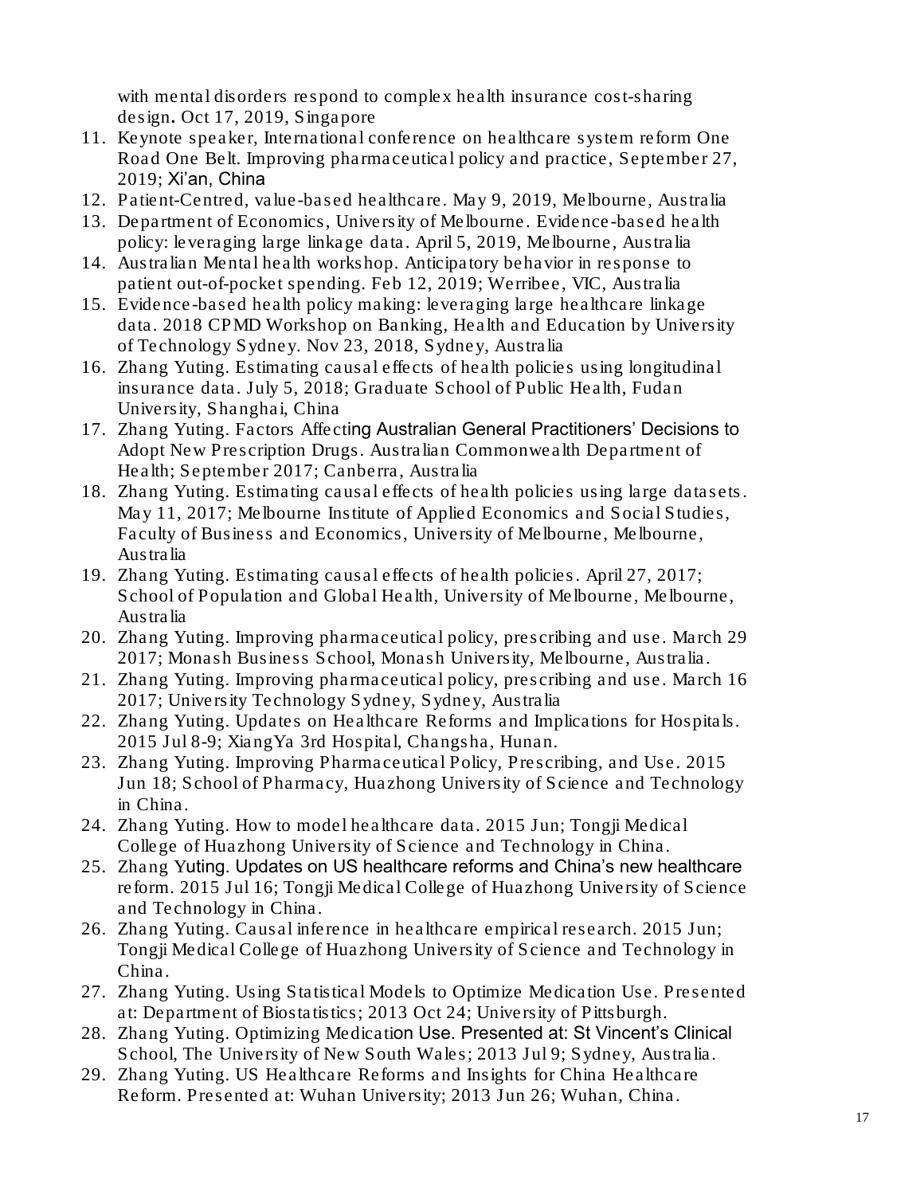with mental disorders respond to complex health insurance cost-sharing design**.** Oct 17, 2019, Singapore

11. Keynote speaker, International conference on healthcare system reform One Road One Belt. Improving pharmaceutical policy and practice, September 27, 2019; Xi'an, China
12. Patient-Centred, value-based healthcare. May 9, 2019, Melbourne, Australia
13. Department of Economics, University of Melbourne. Evidence-based health policy: leveraging large linkage data. April 5, 2019, Melbourne, Australia
14. Australian Mental health workshop. Anticipatory behavior in response to patient out-of-pocket spending. Feb 12, 2019; Werribee, VIC, Australia
15. Evidence-based health policy making: leveraging large healthcare linkage data. 2018 CPMD Workshop on Banking, Health and Education by University of Technology Sydney. Nov 23, 2018, Sydney, Australia
16. Zhang Yuting. Estimating causal effects of health policies using longitudinal insurance data. July 5, 2018; Graduate School of Public Health, Fudan University, Shanghai, China
17. Zhang Yuting. Factors Affecting Australian General Practitioners' Decisions to Adopt New Prescription Drugs. Australian Commonwealth Department of Health; September 2017; Canberra, Australia
18. Zhang Yuting. Estimating causal effects of health policies using large datasets. May 11, 2017; Melbourne Institute of Applied Economics and Social Studies, Faculty of Business and Economics, University of Melbourne, Melbourne, Australia
19. Zhang Yuting. Estimating causal effects of health policies. April 27, 2017; School of Population and Global Health, University of Melbourne, Melbourne, Australia
20. Zhang Yuting. Improving pharmaceutical policy, prescribing and use. March 29 2017; Monash Business School, Monash University, Melbourne, Australia.
21. Zhang Yuting. Improving pharmaceutical policy, prescribing and use. March 16 2017; University Technology Sydney, Sydney, Australia
22. Zhang Yuting. Updates on Healthcare Reforms and Implications for Hospitals. 2015 Jul 8-9; XiangYa 3rd Hospital, Changsha, Hunan.
23. Zhang Yuting. Improving Pharmaceutical Policy, Prescribing, and Use. 2015 Jun 18; School of Pharmacy, Huazhong University of Science and Technology in China.
24. Zhang Yuting. How to model healthcare data. 2015 Jun; Tongji Medical College of Huazhong University of Science and Technology in China.
25. Zhang Yuting. Updates on US healthcare reforms and China's new healthcare reform. 2015 Jul 16; Tongji Medical College of Huazhong University of Science and Technology in China.
26. Zhang Yuting. Causal inference in healthcare empirical research. 2015 Jun; Tongji Medical College of Huazhong University of Science and Technology in China.
27. Zhang Yuting. Using Statistical Models to Optimize Medication Use. Presented at: Department of Biostatistics; 2013 Oct 24; University of Pittsburgh.
28. Zhang Yuting. Optimizing Medication Use. Presented at: St Vincent's Clinical School, The University of New South Wales; 2013 Jul 9; Sydney, Australia.
29. Zhang Yuting. US Healthcare Reforms and Insights for China Healthcare Reform. Presented at: Wuhan University; 2013 Jun 26; Wuhan, China.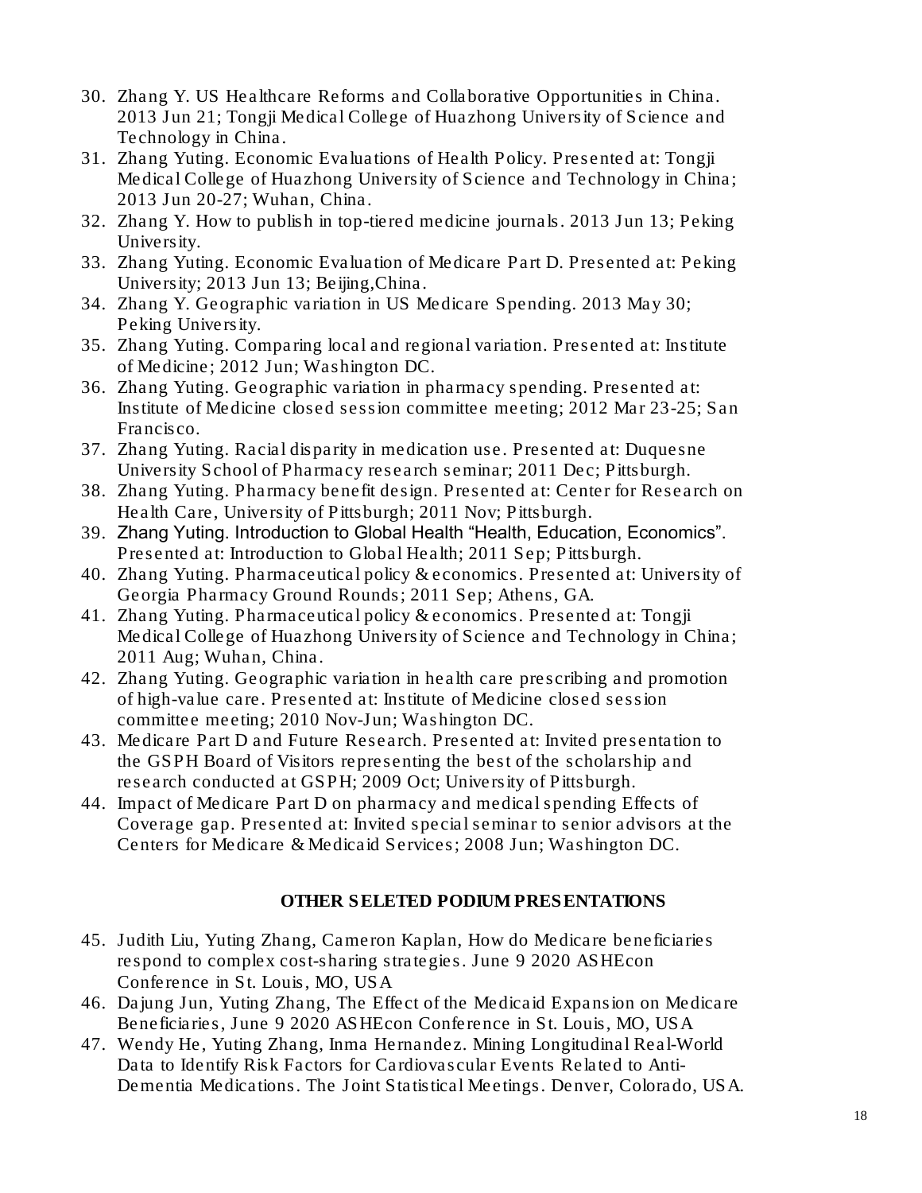30. Zhang Y. US Healthcare Reforms and Collaborative Opportunities in China. 2013 Jun 21; Tongji Medical College of Huazhong University of Science and Technology in China.
31. Zhang Yuting. Economic Evaluations of Health Policy. Presented at: Tongji Medical College of Huazhong University of Science and Technology in China; 2013 Jun 20-27; Wuhan, China.
32. Zhang Y. How to publish in top-tiered medicine journals. 2013 Jun 13; Peking University.
33. Zhang Yuting. Economic Evaluation of Medicare Part D. Presented at: Peking University; 2013 Jun 13; Beijing,China.
34. Zhang Y. Geographic variation in US Medicare Spending. 2013 May 30; Peking University.
35. Zhang Yuting. Comparing local and regional variation. Presented at: Institute of Medicine; 2012 Jun; Washington DC.
36. Zhang Yuting. Geographic variation in pharmacy spending. Presented at: Institute of Medicine closed session committee meeting; 2012 Mar 23-25; San Francisco.
37. Zhang Yuting. Racial disparity in medication use. Presented at: Duquesne University School of Pharmacy research seminar; 2011 Dec; Pittsburgh.
38. Zhang Yuting. Pharmacy benefit design. Presented at: Center for Research on Health Care, University of Pittsburgh; 2011 Nov; Pittsburgh.
39. Zhang Yuting. Introduction to Global Health "Health, Education, Economics". Presented at: Introduction to Global Health; 2011 Sep; Pittsburgh.
40. Zhang Yuting. Pharmaceutical policy & economics. Presented at: University of Georgia Pharmacy Ground Rounds; 2011 Sep; Athens, GA.
41. Zhang Yuting. Pharmaceutical policy & economics. Presented at: Tongji Medical College of Huazhong University of Science and Technology in China; 2011 Aug; Wuhan, China.
42. Zhang Yuting. Geographic variation in health care prescribing and promotion of high-value care. Presented at: Institute of Medicine closed session committee meeting; 2010 Nov-Jun; Washington DC.
43. Medicare Part D and Future Research. Presented at: Invited presentation to the GSPH Board of Visitors representing the best of the scholarship and research conducted at GSPH; 2009 Oct; University of Pittsburgh.
44. Impact of Medicare Part D on pharmacy and medical spending Effects of Coverage gap. Presented at: Invited special seminar to senior advisors at the Centers for Medicare & Medicaid Services; 2008 Jun; Washington DC.

**OTHER SELETED PODIUM PRESENTATIONS**

45. Judith Liu, Yuting Zhang, Cameron Kaplan, How do Medicare beneficiaries respond to complex cost-sharing strategies. June 9 2020 ASHEcon Conference in St. Louis, MO, USA
46. Dajung Jun, Yuting Zhang, The Effect of the Medicaid Expansion on Medicare Beneficiaries, June 9 2020 ASHEcon Conference in St. Louis, MO, USA
47. Wendy He, Yuting Zhang, Inma Hernandez. Mining Longitudinal Real-World Data to Identify Risk Factors for Cardiovascular Events Related to Anti-Dementia Medications. The Joint Statistical Meetings. Denver, Colorado, USA.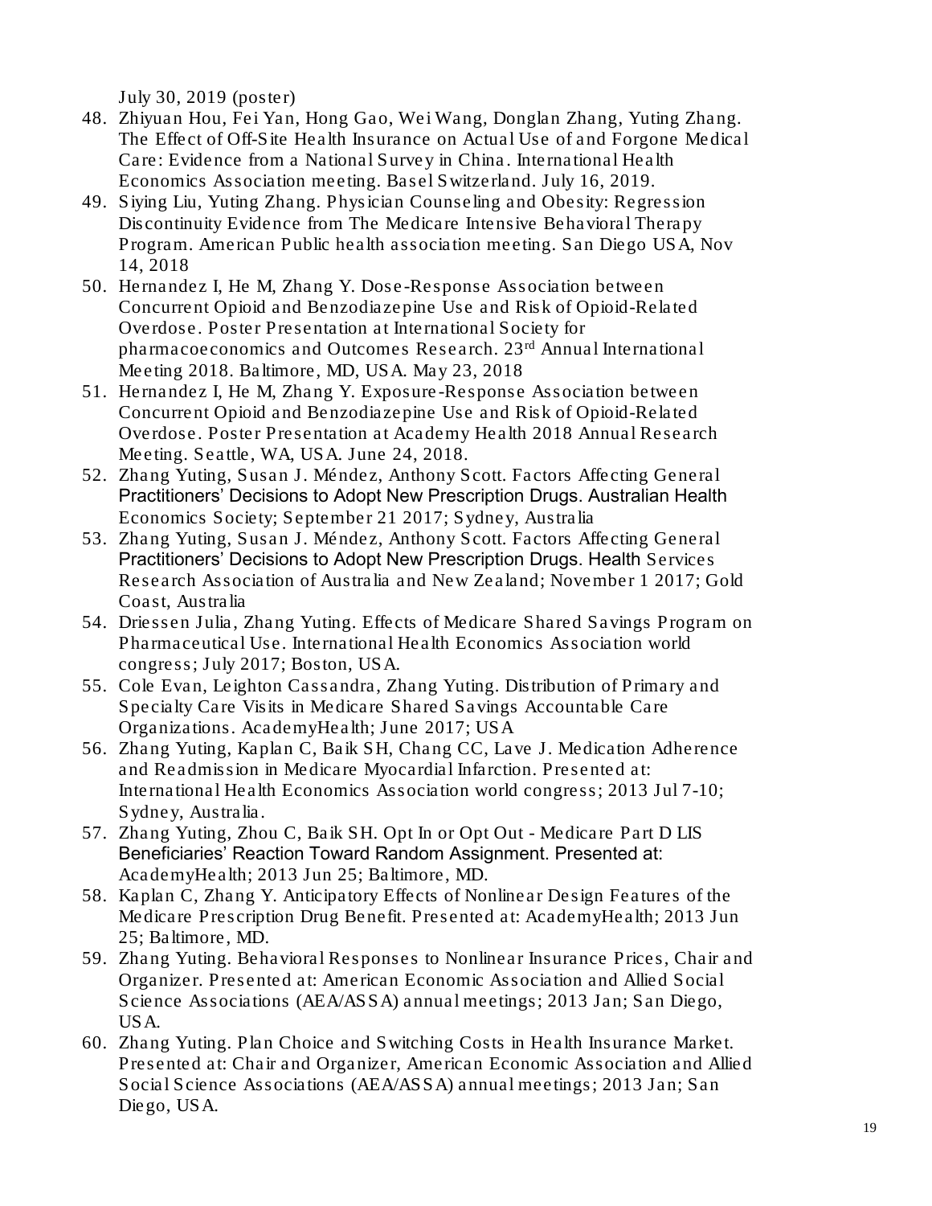July 30, 2019 (poster)

48. Zhiyuan Hou, Fei Yan, Hong Gao, Wei Wang, Donglan Zhang, Yuting Zhang. The Effect of Off-Site Health Insurance on Actual Use of and Forgone Medical Care: Evidence from a National Survey in China. International Health Economics Association meeting. Basel Switzerland. July 16, 2019.
49. Siying Liu, Yuting Zhang. Physician Counseling and Obesity: Regression Discontinuity Evidence from The Medicare Intensive Behavioral Therapy Program. American Public health association meeting. San Diego USA, Nov 14, 2018
50. Hernandez I, He M, Zhang Y. Dose-Response Association between Concurrent Opioid and Benzodiazepine Use and Risk of Opioid-Related Overdose. Poster Presentation at International Society for pharmacoeconomics and Outcomes Research. 23rd Annual International Meeting 2018. Baltimore, MD, USA. May 23, 2018
51. Hernandez I, He M, Zhang Y. Exposure-Response Association between Concurrent Opioid and Benzodiazepine Use and Risk of Opioid-Related Overdose. Poster Presentation at Academy Health 2018 Annual Research Meeting. Seattle, WA, USA. June 24, 2018.
52. Zhang Yuting, Susan J. Méndez, Anthony Scott. Factors Affecting General Practitioners' Decisions to Adopt New Prescription Drugs. Australian Health Economics Society; September 21 2017; Sydney, Australia
53. Zhang Yuting, Susan J. Méndez, Anthony Scott. Factors Affecting General Practitioners' Decisions to Adopt New Prescription Drugs. Health Services Research Association of Australia and New Zealand; November 1 2017; Gold Coast, Australia
54. Driessen Julia, Zhang Yuting. Effects of Medicare Shared Savings Program on Pharmaceutical Use. International Health Economics Association world congress; July 2017; Boston, USA.
55. Cole Evan, Leighton Cassandra, Zhang Yuting. Distribution of Primary and Specialty Care Visits in Medicare Shared Savings Accountable Care Organizations. AcademyHealth; June 2017; USA
56. Zhang Yuting, Kaplan C, Baik SH, Chang CC, Lave J. Medication Adherence and Readmission in Medicare Myocardial Infarction. Presented at: International Health Economics Association world congress; 2013 Jul 7-10; Sydney, Australia.
57. Zhang Yuting, Zhou C, Baik SH. Opt In or Opt Out - Medicare Part D LIS Beneficiaries' Reaction Toward Random Assignment. Presented at: AcademyHealth; 2013 Jun 25; Baltimore, MD.
58. Kaplan C, Zhang Y. Anticipatory Effects of Nonlinear Design Features of the Medicare Prescription Drug Benefit. Presented at: AcademyHealth; 2013 Jun 25; Baltimore, MD.
59. Zhang Yuting. Behavioral Responses to Nonlinear Insurance Prices, Chair and Organizer. Presented at: American Economic Association and Allied Social Science Associations (AEA/ASSA) annual meetings; 2013 Jan; San Diego, USA.
60. Zhang Yuting. Plan Choice and Switching Costs in Health Insurance Market. Presented at: Chair and Organizer, American Economic Association and Allied Social Science Associations (AEA/ASSA) annual meetings; 2013 Jan; San Diego, USA.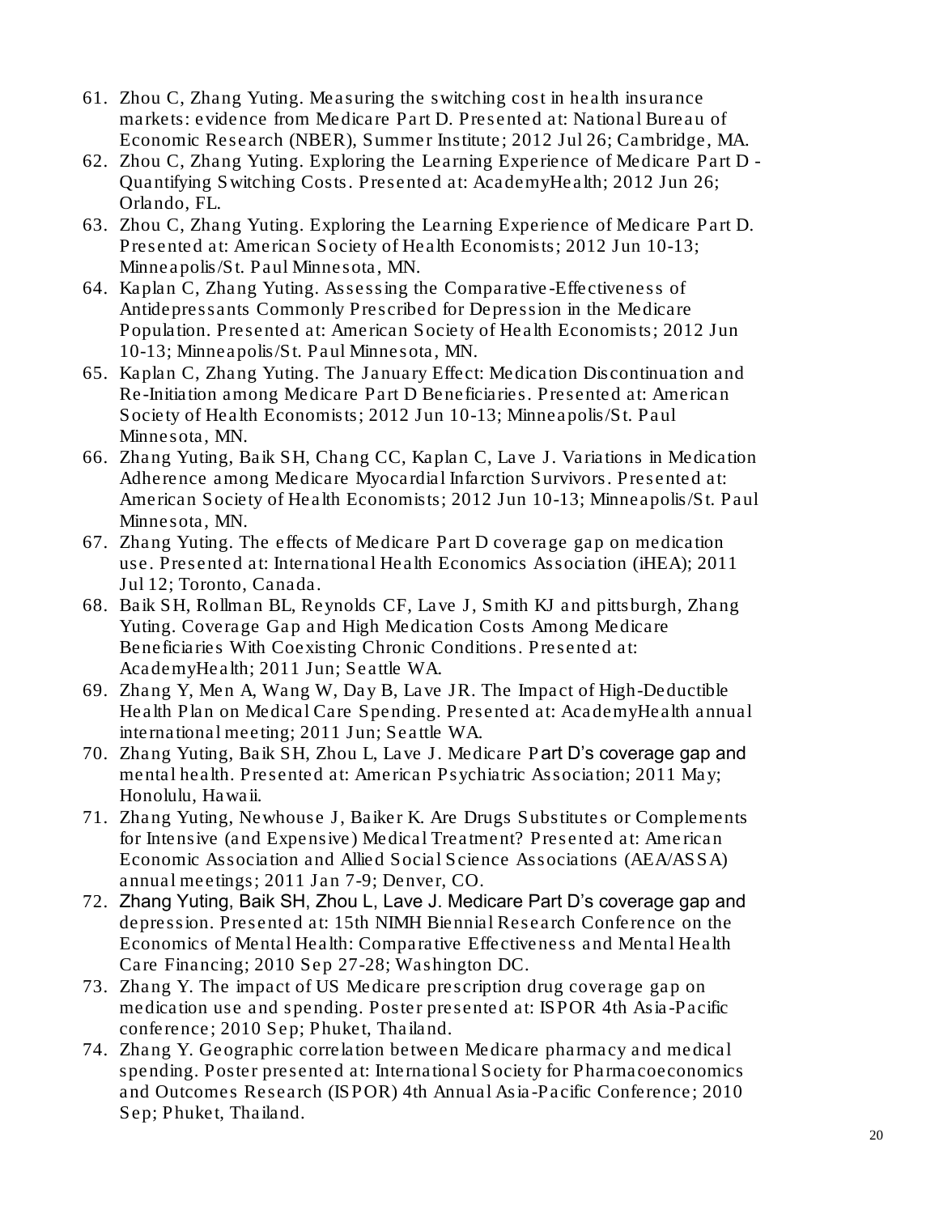61. Zhou C, Zhang Yuting. Measuring the switching cost in health insurance markets: evidence from Medicare Part D. Presented at: National Bureau of Economic Research (NBER), Summer Institute; 2012 Jul 26; Cambridge, MA.
62. Zhou C, Zhang Yuting. Exploring the Learning Experience of Medicare Part D - Quantifying Switching Costs. Presented at: AcademyHealth; 2012 Jun 26; Orlando, FL.
63. Zhou C, Zhang Yuting. Exploring the Learning Experience of Medicare Part D. Presented at: American Society of Health Economists; 2012 Jun 10-13; Minneapolis/St. Paul Minnesota, MN.
64. Kaplan C, Zhang Yuting. Assessing the Comparative-Effectiveness of Antidepressants Commonly Prescribed for Depression in the Medicare Population. Presented at: American Society of Health Economists; 2012 Jun 10-13; Minneapolis/St. Paul Minnesota, MN.
65. Kaplan C, Zhang Yuting. The January Effect: Medication Discontinuation and Re-Initiation among Medicare Part D Beneficiaries. Presented at: American Society of Health Economists; 2012 Jun 10-13; Minneapolis/St. Paul Minnesota, MN.
66. Zhang Yuting, Baik SH, Chang CC, Kaplan C, Lave J. Variations in Medication Adherence among Medicare Myocardial Infarction Survivors. Presented at: American Society of Health Economists; 2012 Jun 10-13; Minneapolis/St. Paul Minnesota, MN.
67. Zhang Yuting. The effects of Medicare Part D coverage gap on medication use. Presented at: International Health Economics Association (iHEA); 2011 Jul 12; Toronto, Canada.
68. Baik SH, Rollman BL, Reynolds CF, Lave J, Smith KJ and pittsburgh, Zhang Yuting. Coverage Gap and High Medication Costs Among Medicare Beneficiaries With Coexisting Chronic Conditions. Presented at: AcademyHealth; 2011 Jun; Seattle WA.
69. Zhang Y, Men A, Wang W, Day B, Lave JR. The Impact of High-Deductible Health Plan on Medical Care Spending. Presented at: AcademyHealth annual international meeting; 2011 Jun; Seattle WA.
70. Zhang Yuting, Baik SH, Zhou L, Lave J. Medicare Part D's coverage gap and mental health. Presented at: American Psychiatric Association; 2011 May; Honolulu, Hawaii.
71. Zhang Yuting, Newhouse J, Baiker K. Are Drugs Substitutes or Complements for Intensive (and Expensive) Medical Treatment? Presented at: American Economic Association and Allied Social Science Associations (AEA/ASSA) annual meetings; 2011 Jan 7-9; Denver, CO.
72. Zhang Yuting, Baik SH, Zhou L, Lave J. Medicare Part D's coverage gap and depression. Presented at: 15th NIMH Biennial Research Conference on the Economics of Mental Health: Comparative Effectiveness and Mental Health Care Financing; 2010 Sep 27-28; Washington DC.
73. Zhang Y. The impact of US Medicare prescription drug coverage gap on medication use and spending. Poster presented at: ISPOR 4th Asia-Pacific conference; 2010 Sep; Phuket, Thailand.
74. Zhang Y. Geographic correlation between Medicare pharmacy and medical spending. Poster presented at: International Society for Pharmacoeconomics and Outcomes Research (ISPOR) 4th Annual Asia-Pacific Conference; 2010 Sep; Phuket, Thailand.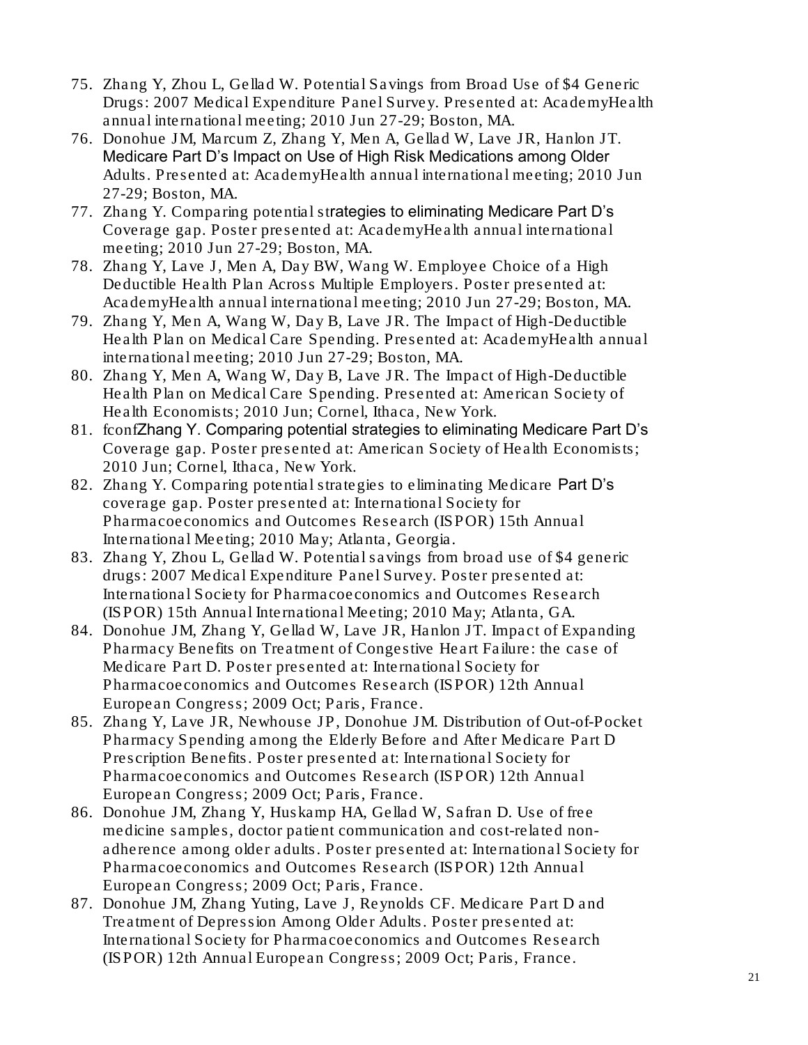75. Zhang Y, Zhou L, Gellad W. Potential Savings from Broad Use of $4 Generic Drugs: 2007 Medical Expenditure Panel Survey. Presented at: AcademyHealth annual international meeting; 2010 Jun 27-29; Boston, MA.
76. Donohue JM, Marcum Z, Zhang Y, Men A, Gellad W, Lave JR, Hanlon JT. Medicare Part D's Impact on Use of High Risk Medications among Older Adults. Presented at: AcademyHealth annual international meeting; 2010 Jun 27-29; Boston, MA.
77. Zhang Y. Comparing potential strategies to eliminating Medicare Part D's Coverage gap. Poster presented at: AcademyHealth annual international meeting; 2010 Jun 27-29; Boston, MA.
78. Zhang Y, Lave J, Men A, Day BW, Wang W. Employee Choice of a High Deductible Health Plan Across Multiple Employers. Poster presented at: AcademyHealth annual international meeting; 2010 Jun 27-29; Boston, MA.
79. Zhang Y, Men A, Wang W, Day B, Lave JR. The Impact of High-Deductible Health Plan on Medical Care Spending. Presented at: AcademyHealth annual international meeting; 2010 Jun 27-29; Boston, MA.
80. Zhang Y, Men A, Wang W, Day B, Lave JR. The Impact of High-Deductible Health Plan on Medical Care Spending. Presented at: American Society of Health Economists; 2010 Jun; Cornel, Ithaca, New York.
81. fconfZhang Y. Comparing potential strategies to eliminating Medicare Part D's Coverage gap. Poster presented at: American Society of Health Economists; 2010 Jun; Cornel, Ithaca, New York.
82. Zhang Y. Comparing potential strategies to eliminating Medicare Part D's coverage gap. Poster presented at: International Society for Pharmacoeconomics and Outcomes Research (ISPOR) 15th Annual International Meeting; 2010 May; Atlanta, Georgia.
83. Zhang Y, Zhou L, Gellad W. Potential savings from broad use of $4 generic drugs: 2007 Medical Expenditure Panel Survey. Poster presented at: International Society for Pharmacoeconomics and Outcomes Research (ISPOR) 15th Annual International Meeting; 2010 May; Atlanta, GA.
84. Donohue JM, Zhang Y, Gellad W, Lave JR, Hanlon JT. Impact of Expanding Pharmacy Benefits on Treatment of Congestive Heart Failure: the case of Medicare Part D. Poster presented at: International Society for Pharmacoeconomics and Outcomes Research (ISPOR) 12th Annual European Congress; 2009 Oct; Paris, France.
85. Zhang Y, Lave JR, Newhouse JP, Donohue JM. Distribution of Out-of-Pocket Pharmacy Spending among the Elderly Before and After Medicare Part D Prescription Benefits. Poster presented at: International Society for Pharmacoeconomics and Outcomes Research (ISPOR) 12th Annual European Congress; 2009 Oct; Paris, France.
86. Donohue JM, Zhang Y, Huskamp HA, Gellad W, Safran D. Use of free medicine samples, doctor patient communication and cost-related non-adherence among older adults. Poster presented at: International Society for Pharmacoeconomics and Outcomes Research (ISPOR) 12th Annual European Congress; 2009 Oct; Paris, France.
87. Donohue JM, Zhang Yuting, Lave J, Reynolds CF. Medicare Part D and Treatment of Depression Among Older Adults. Poster presented at: International Society for Pharmacoeconomics and Outcomes Research (ISPOR) 12th Annual European Congress; 2009 Oct; Paris, France.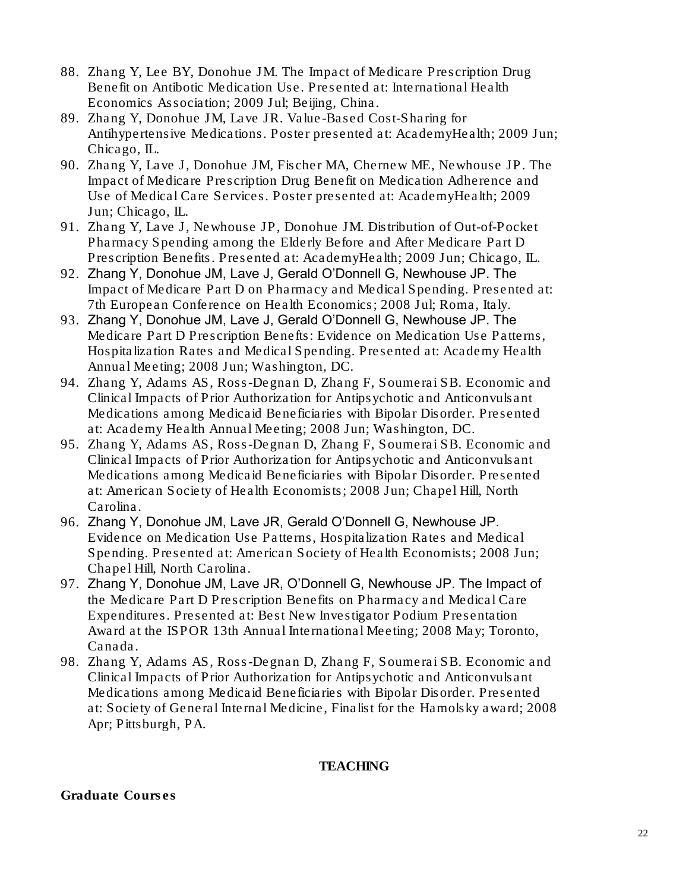88. Zhang Y, Lee BY, Donohue JM. The Impact of Medicare Prescription Drug Benefit on Antibotic Medication Use. Presented at: International Health Economics Association; 2009 Jul; Beijing, China.
89. Zhang Y, Donohue JM, Lave JR. Value-Based Cost-Sharing for Antihypertensive Medications. Poster presented at: AcademyHealth; 2009 Jun; Chicago, IL.
90. Zhang Y, Lave J, Donohue JM, Fischer MA, Chernew ME, Newhouse JP. The Impact of Medicare Prescription Drug Benefit on Medication Adherence and Use of Medical Care Services. Poster presented at: AcademyHealth; 2009 Jun; Chicago, IL.
91. Zhang Y, Lave J, Newhouse JP, Donohue JM. Distribution of Out-of-Pocket Pharmacy Spending among the Elderly Before and After Medicare Part D Prescription Benefits. Presented at: AcademyHealth; 2009 Jun; Chicago, IL.
92. Zhang Y, Donohue JM, Lave J, Gerald O'Donnell G, Newhouse JP. The Impact of Medicare Part D on Pharmacy and Medical Spending. Presented at: 7th European Conference on Health Economics; 2008 Jul; Roma, Italy.
93. Zhang Y, Donohue JM, Lave J, Gerald O'Donnell G, Newhouse JP. The Medicare Part D Prescription Benefts: Evidence on Medication Use Patterns, Hospitalization Rates and Medical Spending. Presented at: Academy Health Annual Meeting; 2008 Jun; Washington, DC.
94. Zhang Y, Adams AS, Ross-Degnan D, Zhang F, Soumerai SB. Economic and Clinical Impacts of Prior Authorization for Antipsychotic and Anticonvulsant Medications among Medicaid Beneficiaries with Bipolar Disorder. Presented at: Academy Health Annual Meeting; 2008 Jun; Washington, DC.
95. Zhang Y, Adams AS, Ross-Degnan D, Zhang F, Soumerai SB. Economic and Clinical Impacts of Prior Authorization for Antipsychotic and Anticonvulsant Medications among Medicaid Beneficiaries with Bipolar Disorder. Presented at: American Society of Health Economists; 2008 Jun; Chapel Hill, North Carolina.
96. Zhang Y, Donohue JM, Lave JR, Gerald O'Donnell G, Newhouse JP. Evidence on Medication Use Patterns, Hospitalization Rates and Medical Spending. Presented at: American Society of Health Economists; 2008 Jun; Chapel Hill, North Carolina.
97. Zhang Y, Donohue JM, Lave JR, O'Donnell G, Newhouse JP. The Impact of the Medicare Part D Prescription Benefits on Pharmacy and Medical Care Expenditures. Presented at: Best New Investigator Podium Presentation Award at the ISPOR 13th Annual International Meeting; 2008 May; Toronto, Canada.
98. Zhang Y, Adams AS, Ross-Degnan D, Zhang F, Soumerai SB. Economic and Clinical Impacts of Prior Authorization for Antipsychotic and Anticonvulsant Medications among Medicaid Beneficiaries with Bipolar Disorder. Presented at: Society of General Internal Medicine, Finalist for the Hamolsky award; 2008 Apr; Pittsburgh, PA.

## TEACHING

**Graduate Courses**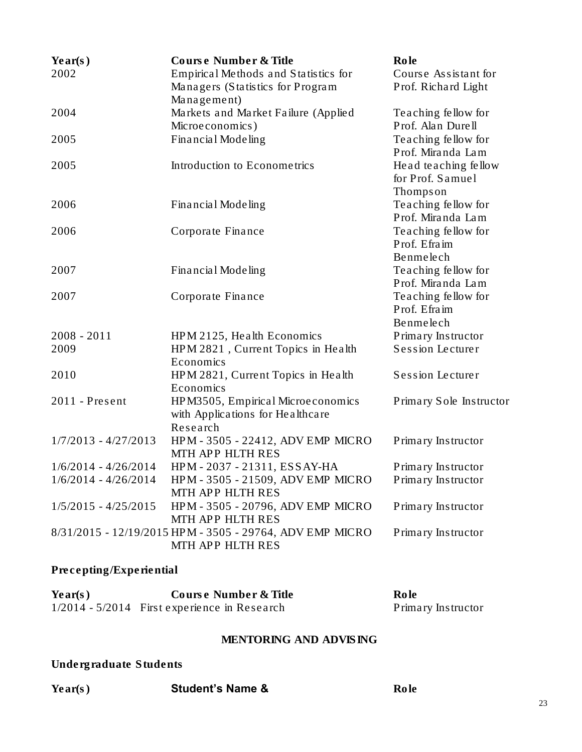| Year(s) | Course Number & Title | Role |
|---|---|---|
| 2002 | Empirical Methods and Statistics for Managers (Statistics for Program Management) | Course Assistant for Prof. Richard Light |
| 2004 | Markets and Market Failure (Applied Microeconomics) | Teaching fellow for Prof. Alan Durell |
| 2005 | Financial Modeling | Teaching fellow for Prof. Miranda Lam |
| 2005 | Introduction to Econometrics | Head teaching fellow for Prof. Samuel Thompson |
| 2006 | Financial Modeling | Teaching fellow for Prof. Miranda Lam |
| 2006 | Corporate Finance | Teaching fellow for Prof. Efraim Benmelech |
| 2007 | Financial Modeling | Teaching fellow for Prof. Miranda Lam |
| 2007 | Corporate Finance | Teaching fellow for Prof. Efraim Benmelech |
| 2008 - 2011 | HPM 2125, Health Economics | Primary Instructor |
| 2009 | HPM 2821 , Current Topics in Health Economics | Session Lecturer |
| 2010 | HPM 2821, Current Topics in Health Economics | Session Lecturer |
| 2011 - Present | HPM3505, Empirical Microeconomics with Applications for Healthcare Research | Primary Sole Instructor |
| 1/7/2013 - 4/27/2013 | HPM - 3505 - 22412, ADV EMP MICRO MTH APP HLTH RES | Primary Instructor |
| 1/6/2014 - 4/26/2014 | HPM - 2037 - 21311, ESSAY-HA | Primary Instructor |
| 1/6/2014 - 4/26/2014 | HPM - 3505 - 21509, ADV EMP MICRO MTH APP HLTH RES | Primary Instructor |
| 1/5/2015 - 4/25/2015 | HPM - 3505 - 20796, ADV EMP MICRO MTH APP HLTH RES | Primary Instructor |
| 8/31/2015 - 12/19/2015 | HPM - 3505 - 29764, ADV EMP MICRO MTH APP HLTH RES | Primary Instructor |

### Precepting/Experiential

| Year(s) | Course Number & Title | Role |
|---|---|---|
| 1/2014 - 5/2014 | First experience in Research | Primary Instructor |

## MENTORING AND ADVISING

### Undergraduate Students

| Year(s) | Student's Name & | Role |
|---|---|---|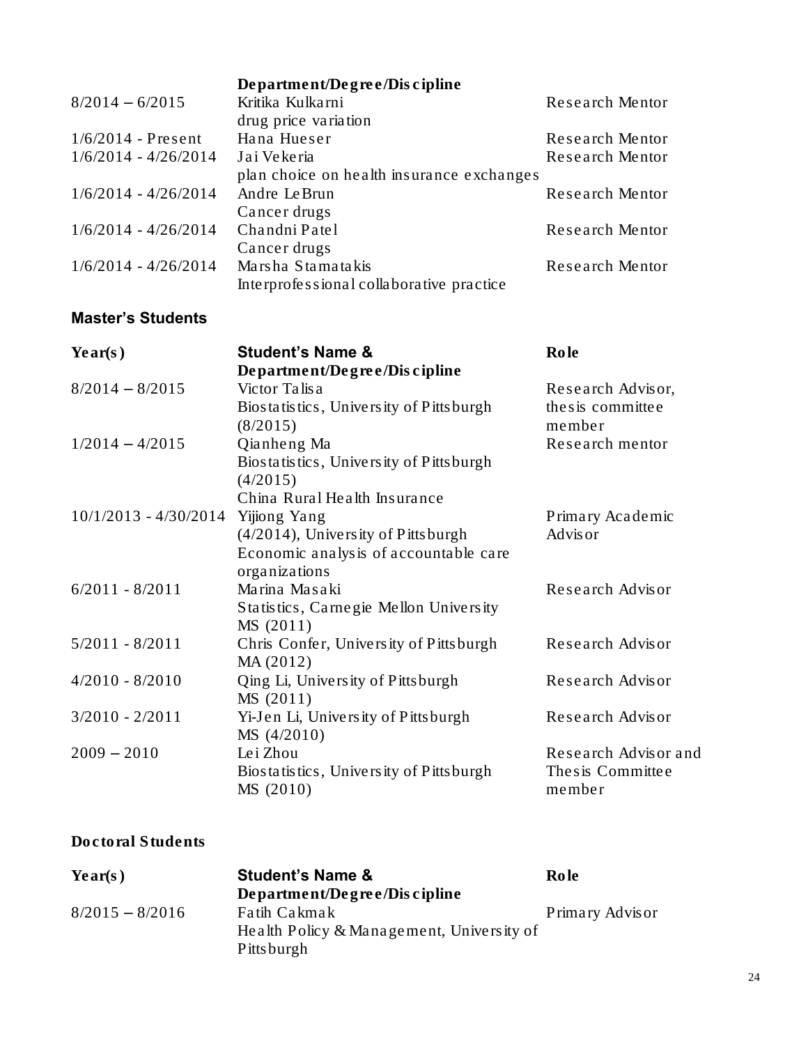| | **Department/Degree/Discipline** | |
|---|---|---|
| 8/2014 – 6/2015 | Kritika Kulkarni<br>drug price variation | Research Mentor |
| 1/6/2014 - Present | Hana Hueser | Research Mentor |
| 1/6/2014 - 4/26/2014 | Jai Vekeria<br>plan choice on health insurance exchanges | Research Mentor |
| 1/6/2014 - 4/26/2014 | Andre LeBrun<br>Cancer drugs | Research Mentor |
| 1/6/2014 - 4/26/2014 | Chandni Patel<br>Cancer drugs | Research Mentor |
| 1/6/2014 - 4/26/2014 | Marsha Stamatakis<br>Interprofessional collaborative practice | Research Mentor |

### Master's Students

| **Year(s)** | **Student's Name & Department/Degree/Discipline** | **Role** |
|---|---|---|
| 8/2014 – 8/2015 | Victor Talisa<br>Biostatistics, University of Pittsburgh (8/2015) | Research Advisor, thesis committee member |
| 1/2014 – 4/2015 | Qianheng Ma<br>Biostatistics, University of Pittsburgh (4/2015)<br>China Rural Health Insurance | Research mentor |
| 10/1/2013 - 4/30/2014 | Yijiong Yang<br>(4/2014), University of Pittsburgh<br>Economic analysis of accountable care organizations | Primary Academic Advisor |
| 6/2011 - 8/2011 | Marina Masaki<br>Statistics, Carnegie Mellon University<br>MS (2011) | Research Advisor |
| 5/2011 - 8/2011 | Chris Confer, University of Pittsburgh<br>MA (2012) | Research Advisor |
| 4/2010 - 8/2010 | Qing Li, University of Pittsburgh<br>MS (2011) | Research Advisor |
| 3/2010 - 2/2011 | Yi-Jen Li, University of Pittsburgh<br>MS (4/2010) | Research Advisor |
| 2009 – 2010 | Lei Zhou<br>Biostatistics, University of Pittsburgh<br>MS (2010) | Research Advisor and Thesis Committee member |

### Doctoral Students

| **Year(s)** | **Student's Name & Department/Degree/Discipline** | **Role** |
|---|---|---|
| 8/2015 – 8/2016 | Fatih Cakmak<br>Health Policy & Management, University of Pittsburgh | Primary Advisor |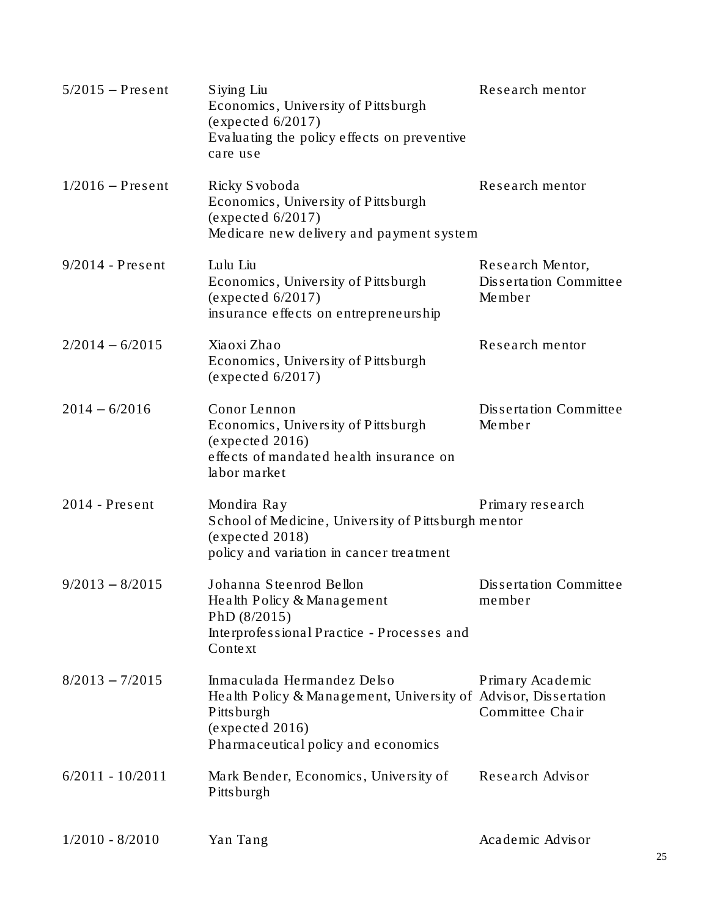| | | |
|---|---|---|
| 5/2015 – Present | Siying Liu<br>Economics, University of Pittsburgh<br>(expected 6/2017)<br>Evaluating the policy effects on preventive care use | Research mentor |
| 1/2016 – Present | Ricky Svoboda<br>Economics, University of Pittsburgh<br>(expected 6/2017)<br>Medicare new delivery and payment system | Research mentor |
| 9/2014 - Present | Lulu Liu<br>Economics, University of Pittsburgh<br>(expected 6/2017)<br>insurance effects on entrepreneurship | Research Mentor, Dissertation Committee Member |
| 2/2014 – 6/2015 | Xiaoxi Zhao<br>Economics, University of Pittsburgh<br>(expected 6/2017) | Research mentor |
| 2014 – 6/2016 | Conor Lennon<br>Economics, University of Pittsburgh<br>(expected 2016)<br>effects of mandated health insurance on labor market | Dissertation Committee Member |
| 2014 - Present | Mondira Ray<br>School of Medicine, University of Pittsburgh<br>(expected 2018)<br>policy and variation in cancer treatment | Primary research mentor |
| 9/2013 – 8/2015 | Johanna Steenrod Bellon<br>Health Policy & Management<br>PhD (8/2015)<br>Interprofessional Practice - Processes and Context | Dissertation Committee member |
| 8/2013 – 7/2015 | Inmaculada Hermandez Delso<br>Health Policy & Management, University of Pittsburgh<br>(expected 2016)<br>Pharmaceutical policy and economics | Primary Academic Advisor, Dissertation Committee Chair |
| 6/2011 - 10/2011 | Mark Bender, Economics, University of Pittsburgh | Research Advisor |
| 1/2010 - 8/2010 | Yan Tang | Academic Advisor |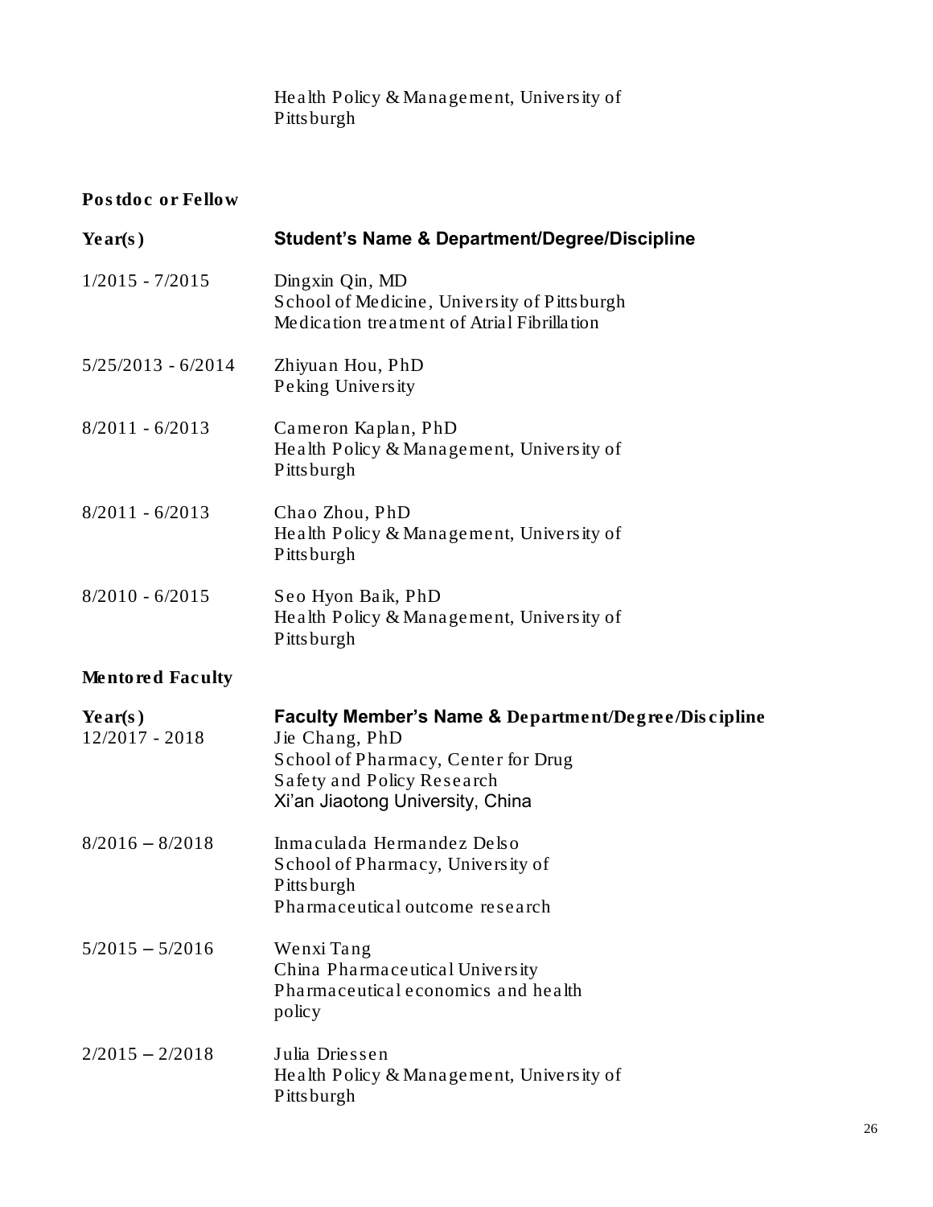Health Policy & Management, University of Pittsburgh

**Postdoc or Fellow**

| **Year(s)** | **Student's Name & Department/Degree/Discipline** |
|---|---|
| 1/2015 - 7/2015 | Dingxin Qin, MD<br>School of Medicine, University of Pittsburgh<br>Medication treatment of Atrial Fibrillation |
| 5/25/2013 - 6/2014 | Zhiyuan Hou, PhD<br>Peking University |
| 8/2011 - 6/2013 | Cameron Kaplan, PhD<br>Health Policy & Management, University of Pittsburgh |
| 8/2011 - 6/2013 | Chao Zhou, PhD<br>Health Policy & Management, University of Pittsburgh |
| 8/2010 - 6/2015 | Seo Hyon Baik, PhD<br>Health Policy & Management, University of Pittsburgh |

**Mentored Faculty**

| **Year(s)** | **Faculty Member's Name & Department/Degree/Discipline** |
|---|---|
| 12/2017 - 2018 | Jie Chang, PhD<br>School of Pharmacy, Center for Drug Safety and Policy Research<br>Xi'an Jiaotong University, China |
| 8/2016 – 8/2018 | Inmaculada Hernandez Delso<br>School of Pharmacy, University of Pittsburgh<br>Pharmaceutical outcome research |
| 5/2015 – 5/2016 | Wenxi Tang<br>China Pharmaceutical University<br>Pharmaceutical economics and health policy |
| 2/2015 – 2/2018 | Julia Driessen<br>Health Policy & Management, University of Pittsburgh |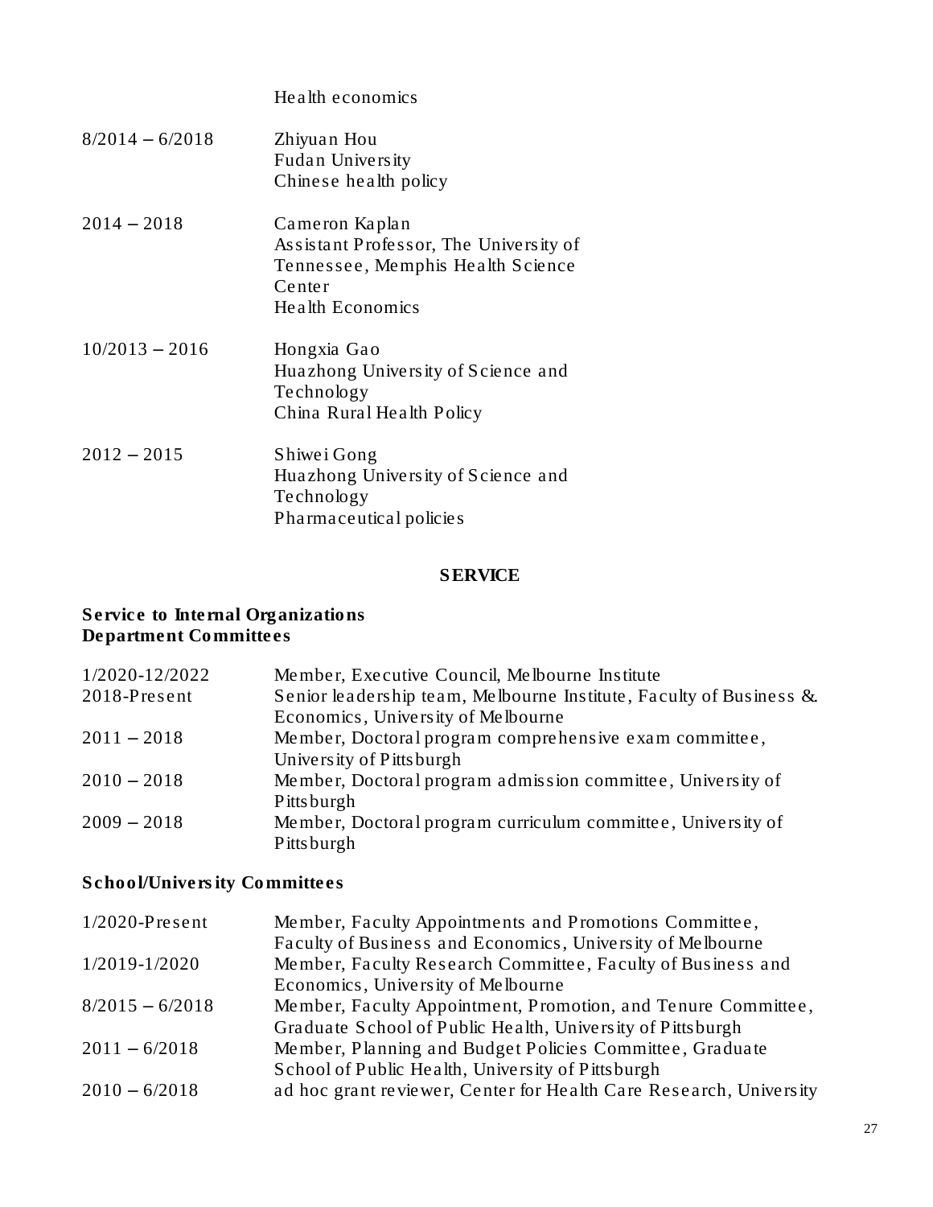| | |
|---|---|
| | Health economics |
| 8/2014 – 6/2018 | Zhiyuan Hou<br>Fudan University<br>Chinese health policy |
| 2014 – 2018 | Cameron Kaplan<br>Assistant Professor, The University of Tennessee, Memphis Health Science Center<br>Health Economics |
| 10/2013 – 2016 | Hongxia Gao<br>Huazhong University of Science and Technology<br>China Rural Health Policy |
| 2012 – 2015 | Shiwei Gong<br>Huazhong University of Science and Technology<br>Pharmaceutical policies |

## SERVICE

### Service to Internal Organizations
### Department Committees

| | |
|---|---|
| 1/2020-12/2022 | Member, Executive Council, Melbourne Institute |
| 2018-Present | Senior leadership team, Melbourne Institute, Faculty of Business & Economics, University of Melbourne |
| 2011 – 2018 | Member, Doctoral program comprehensive exam committee, University of Pittsburgh |
| 2010 – 2018 | Member, Doctoral program admission committee, University of Pittsburgh |
| 2009 – 2018 | Member, Doctoral program curriculum committee, University of Pittsburgh |

### School/University Committees

| | |
|---|---|
| 1/2020-Present | Member, Faculty Appointments and Promotions Committee, Faculty of Business and Economics, University of Melbourne |
| 1/2019-1/2020 | Member, Faculty Research Committee, Faculty of Business and Economics, University of Melbourne |
| 8/2015 – 6/2018 | Member, Faculty Appointment, Promotion, and Tenure Committee, Graduate School of Public Health, University of Pittsburgh |
| 2011 – 6/2018 | Member, Planning and Budget Policies Committee, Graduate School of Public Health, University of Pittsburgh |
| 2010 – 6/2018 | ad hoc grant reviewer, Center for Health Care Research, University |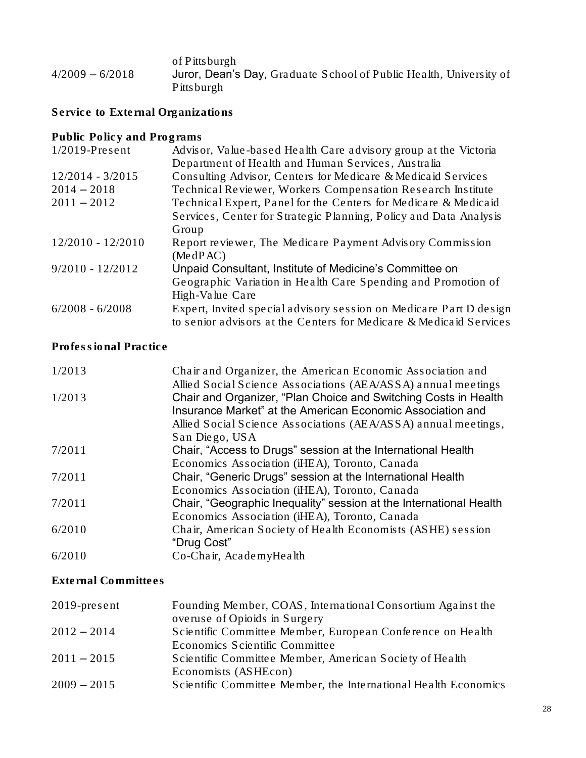| | |
|---|---|
| | of Pittsburgh |
| 4/2009 – 6/2018 | Juror, Dean's Day, Graduate School of Public Health, University of Pittsburgh |

## Service to External Organizations

### Public Policy and Programs

| | |
|---|---|
| 1/2019-Present | Advisor, Value-based Health Care advisory group at the Victoria Department of Health and Human Services, Australia |
| 12/2014 - 3/2015 | Consulting Advisor, Centers for Medicare & Medicaid Services |
| 2014 – 2018 | Technical Reviewer, Workers Compensation Research Institute |
| 2011 – 2012 | Technical Expert, Panel for the Centers for Medicare & Medicaid Services, Center for Strategic Planning, Policy and Data Analysis Group |
| 12/2010 - 12/2010 | Report reviewer, The Medicare Payment Advisory Commission (MedPAC) |
| 9/2010 - 12/2012 | Unpaid Consultant, Institute of Medicine's Committee on Geographic Variation in Health Care Spending and Promotion of High-Value Care |
| 6/2008 - 6/2008 | Expert, Invited special advisory session on Medicare Part D design to senior advisors at the Centers for Medicare & Medicaid Services |

### Professional Practice

| | |
|---|---|
| 1/2013 | Chair and Organizer, the American Economic Association and Allied Social Science Associations (AEA/ASSA) annual meetings |
| 1/2013 | Chair and Organizer, "Plan Choice and Switching Costs in Health Insurance Market" at the American Economic Association and Allied Social Science Associations (AEA/ASSA) annual meetings, San Diego, USA |
| 7/2011 | Chair, "Access to Drugs" session at the International Health Economics Association (iHEA), Toronto, Canada |
| 7/2011 | Chair, "Generic Drugs" session at the International Health Economics Association (iHEA), Toronto, Canada |
| 7/2011 | Chair, "Geographic Inequality" session at the International Health Economics Association (iHEA), Toronto, Canada |
| 6/2010 | Chair, American Society of Health Economists (ASHE) session "Drug Cost" |
| 6/2010 | Co-Chair, AcademyHealth |

### External Committees

| | |
|---|---|
| 2019-present | Founding Member, COAS, International Consortium Against the overuse of Opioids in Surgery |
| 2012 – 2014 | Scientific Committee Member, European Conference on Health Economics Scientific Committee |
| 2011 – 2015 | Scientific Committee Member, American Society of Health Economists (ASHEcon) |
| 2009 – 2015 | Scientific Committee Member, the International Health Economics |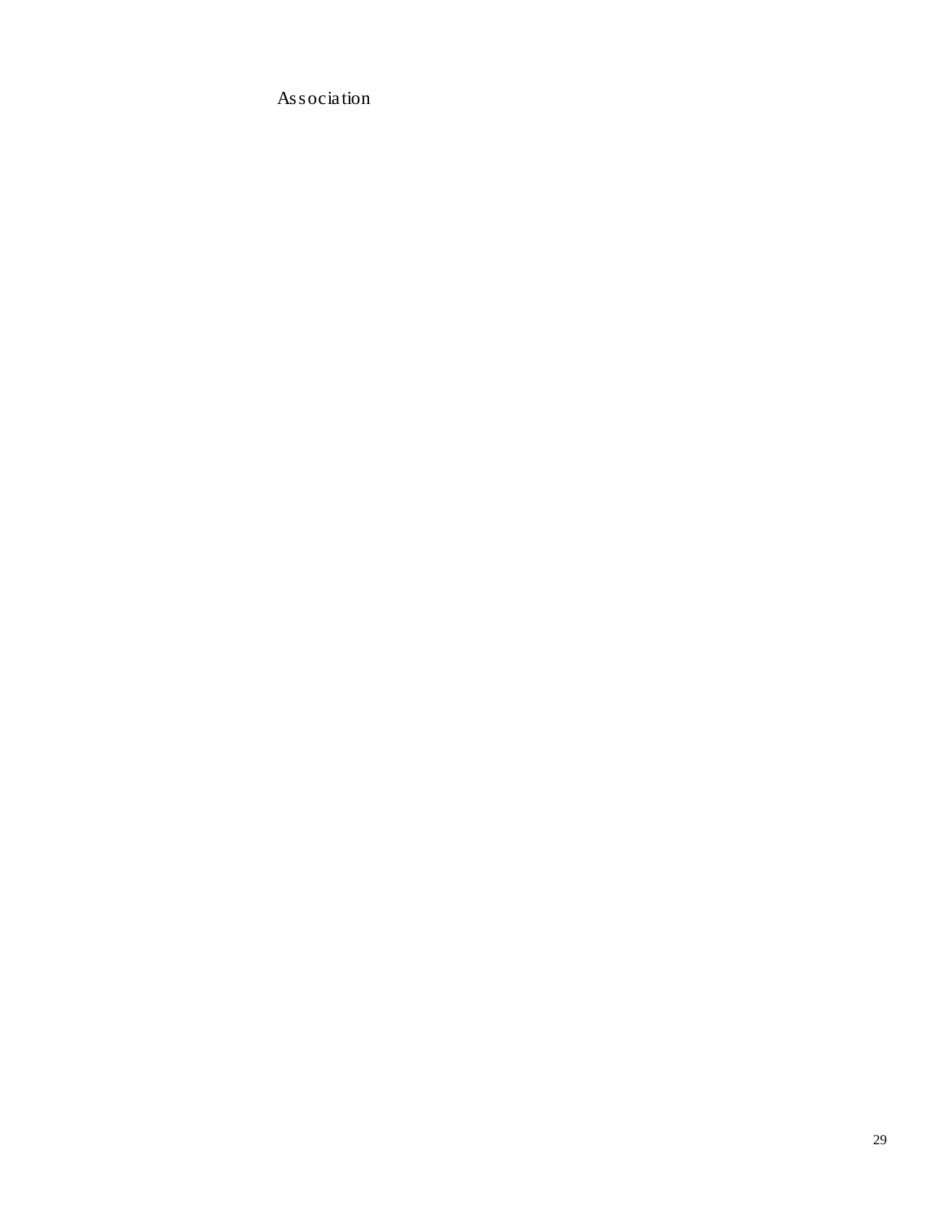Association